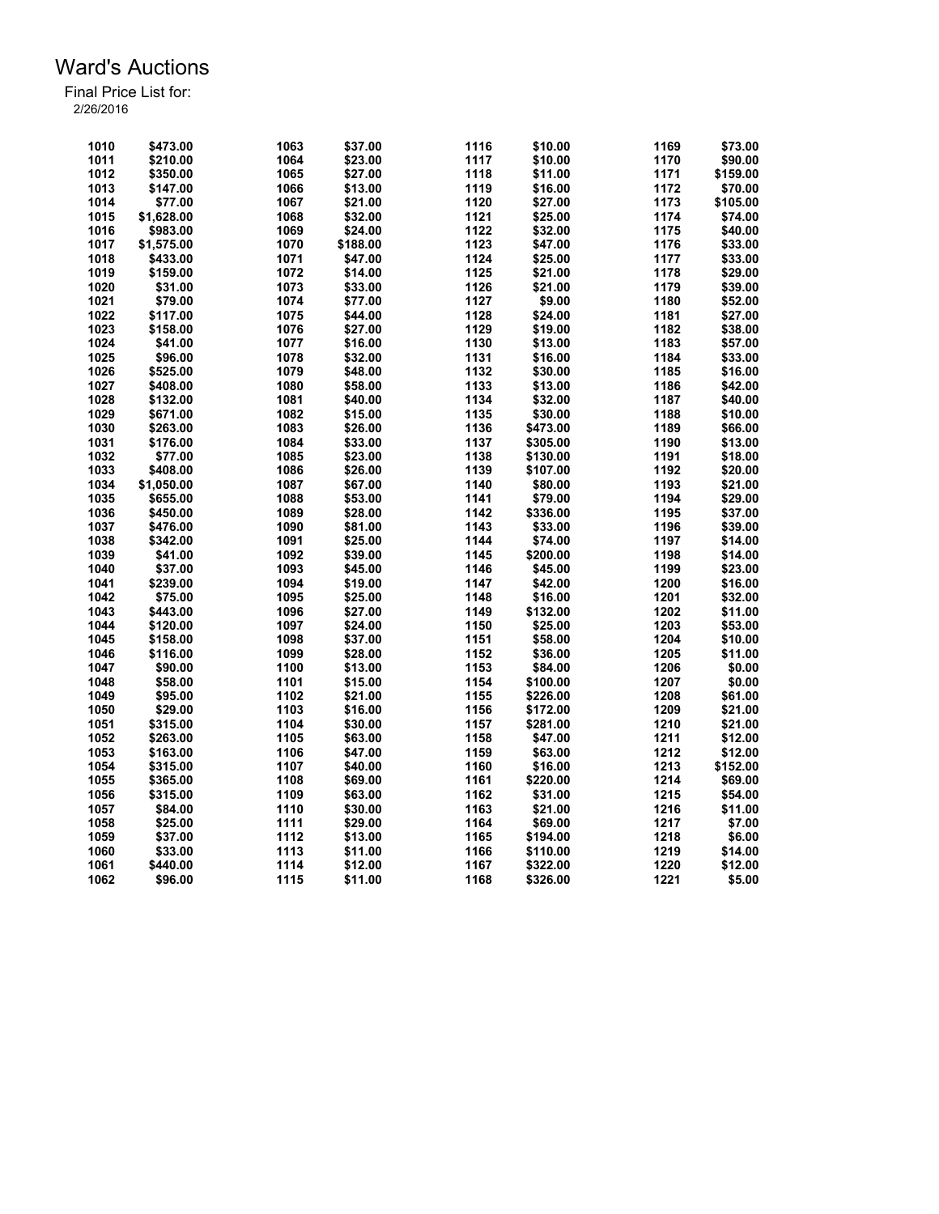# Ward's Auctions

Final Price List for:
2/26/2016

| Lot | Price | Lot | Price | Lot | Price | Lot | Price |
|---|---|---|---|---|---|---|---|
| 1010 | $473.00 | 1063 | $37.00 | 1116 | $10.00 | 1169 | $73.00 |
| 1011 | $210.00 | 1064 | $23.00 | 1117 | $10.00 | 1170 | $90.00 |
| 1012 | $350.00 | 1065 | $27.00 | 1118 | $11.00 | 1171 | $159.00 |
| 1013 | $147.00 | 1066 | $13.00 | 1119 | $16.00 | 1172 | $70.00 |
| 1014 | $77.00 | 1067 | $21.00 | 1120 | $27.00 | 1173 | $105.00 |
| 1015 | $1,628.00 | 1068 | $32.00 | 1121 | $25.00 | 1174 | $74.00 |
| 1016 | $983.00 | 1069 | $24.00 | 1122 | $32.00 | 1175 | $40.00 |
| 1017 | $1,575.00 | 1070 | $188.00 | 1123 | $47.00 | 1176 | $33.00 |
| 1018 | $433.00 | 1071 | $47.00 | 1124 | $25.00 | 1177 | $33.00 |
| 1019 | $159.00 | 1072 | $14.00 | 1125 | $21.00 | 1178 | $29.00 |
| 1020 | $31.00 | 1073 | $33.00 | 1126 | $21.00 | 1179 | $39.00 |
| 1021 | $79.00 | 1074 | $77.00 | 1127 | $9.00 | 1180 | $52.00 |
| 1022 | $117.00 | 1075 | $44.00 | 1128 | $24.00 | 1181 | $27.00 |
| 1023 | $158.00 | 1076 | $27.00 | 1129 | $19.00 | 1182 | $38.00 |
| 1024 | $41.00 | 1077 | $16.00 | 1130 | $13.00 | 1183 | $57.00 |
| 1025 | $96.00 | 1078 | $32.00 | 1131 | $16.00 | 1184 | $33.00 |
| 1026 | $525.00 | 1079 | $48.00 | 1132 | $30.00 | 1185 | $16.00 |
| 1027 | $408.00 | 1080 | $58.00 | 1133 | $13.00 | 1186 | $42.00 |
| 1028 | $132.00 | 1081 | $40.00 | 1134 | $32.00 | 1187 | $40.00 |
| 1029 | $671.00 | 1082 | $15.00 | 1135 | $30.00 | 1188 | $10.00 |
| 1030 | $263.00 | 1083 | $26.00 | 1136 | $473.00 | 1189 | $66.00 |
| 1031 | $176.00 | 1084 | $33.00 | 1137 | $305.00 | 1190 | $13.00 |
| 1032 | $77.00 | 1085 | $23.00 | 1138 | $130.00 | 1191 | $18.00 |
| 1033 | $408.00 | 1086 | $26.00 | 1139 | $107.00 | 1192 | $20.00 |
| 1034 | $1,050.00 | 1087 | $67.00 | 1140 | $80.00 | 1193 | $21.00 |
| 1035 | $655.00 | 1088 | $53.00 | 1141 | $79.00 | 1194 | $29.00 |
| 1036 | $450.00 | 1089 | $28.00 | 1142 | $336.00 | 1195 | $37.00 |
| 1037 | $476.00 | 1090 | $81.00 | 1143 | $33.00 | 1196 | $39.00 |
| 1038 | $342.00 | 1091 | $25.00 | 1144 | $74.00 | 1197 | $14.00 |
| 1039 | $41.00 | 1092 | $39.00 | 1145 | $200.00 | 1198 | $14.00 |
| 1040 | $37.00 | 1093 | $45.00 | 1146 | $45.00 | 1199 | $23.00 |
| 1041 | $239.00 | 1094 | $19.00 | 1147 | $42.00 | 1200 | $16.00 |
| 1042 | $75.00 | 1095 | $25.00 | 1148 | $16.00 | 1201 | $32.00 |
| 1043 | $443.00 | 1096 | $27.00 | 1149 | $132.00 | 1202 | $11.00 |
| 1044 | $120.00 | 1097 | $24.00 | 1150 | $25.00 | 1203 | $53.00 |
| 1045 | $158.00 | 1098 | $37.00 | 1151 | $58.00 | 1204 | $10.00 |
| 1046 | $116.00 | 1099 | $28.00 | 1152 | $36.00 | 1205 | $11.00 |
| 1047 | $90.00 | 1100 | $13.00 | 1153 | $84.00 | 1206 | $0.00 |
| 1048 | $58.00 | 1101 | $15.00 | 1154 | $100.00 | 1207 | $0.00 |
| 1049 | $95.00 | 1102 | $21.00 | 1155 | $226.00 | 1208 | $61.00 |
| 1050 | $29.00 | 1103 | $16.00 | 1156 | $172.00 | 1209 | $21.00 |
| 1051 | $315.00 | 1104 | $30.00 | 1157 | $281.00 | 1210 | $21.00 |
| 1052 | $263.00 | 1105 | $63.00 | 1158 | $47.00 | 1211 | $12.00 |
| 1053 | $163.00 | 1106 | $47.00 | 1159 | $63.00 | 1212 | $12.00 |
| 1054 | $315.00 | 1107 | $40.00 | 1160 | $16.00 | 1213 | $152.00 |
| 1055 | $365.00 | 1108 | $69.00 | 1161 | $220.00 | 1214 | $69.00 |
| 1056 | $315.00 | 1109 | $63.00 | 1162 | $31.00 | 1215 | $54.00 |
| 1057 | $84.00 | 1110 | $30.00 | 1163 | $21.00 | 1216 | $11.00 |
| 1058 | $25.00 | 1111 | $29.00 | 1164 | $69.00 | 1217 | $7.00 |
| 1059 | $37.00 | 1112 | $13.00 | 1165 | $194.00 | 1218 | $6.00 |
| 1060 | $33.00 | 1113 | $11.00 | 1166 | $110.00 | 1219 | $14.00 |
| 1061 | $440.00 | 1114 | $12.00 | 1167 | $322.00 | 1220 | $12.00 |
| 1062 | $96.00 | 1115 | $11.00 | 1168 | $326.00 | 1221 | $5.00 |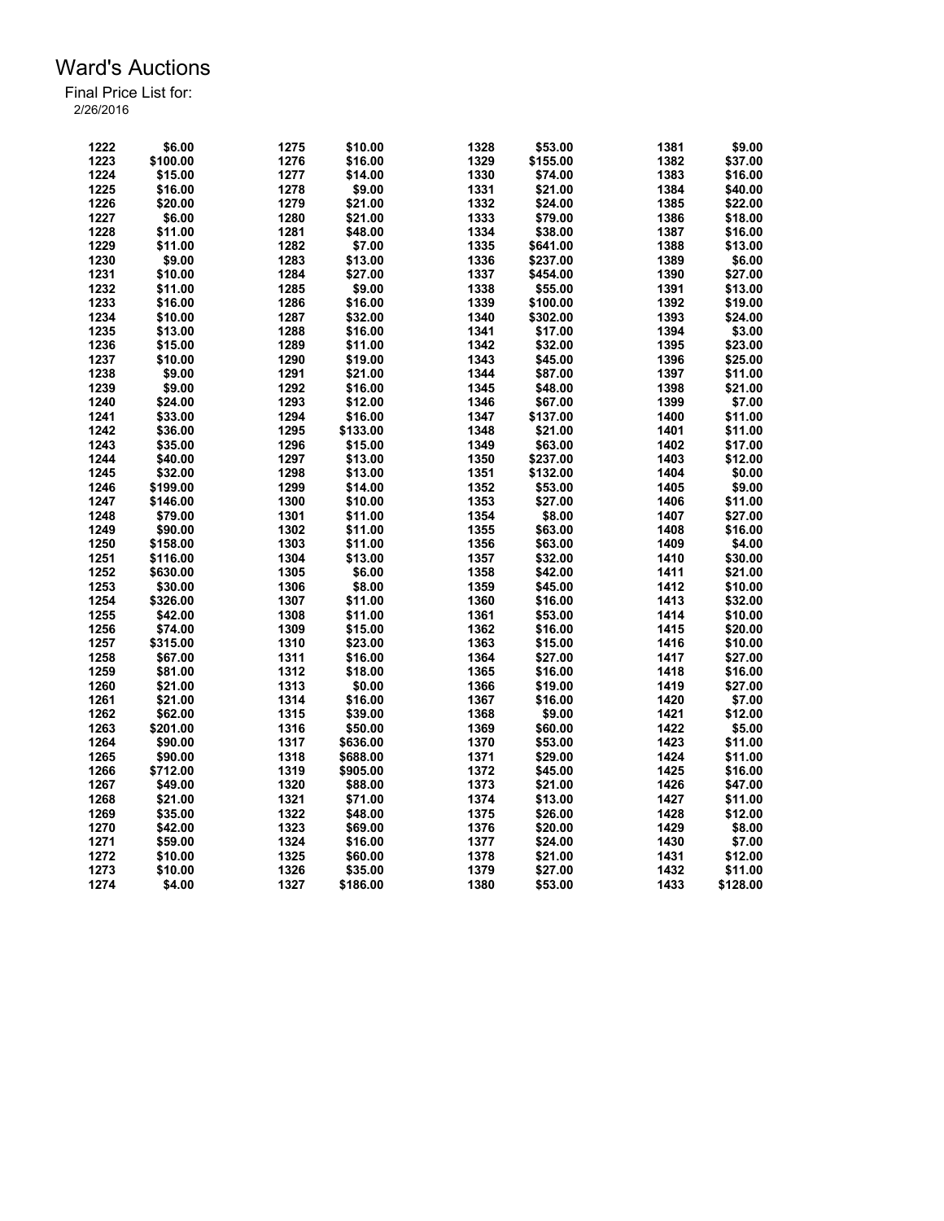# Ward's Auctions

Final Price List for:
2/26/2016

| Lot | Price | Lot | Price | Lot | Price | Lot | Price |
|---|---|---|---|---|---|---|---|
| 1222 | $6.00 | 1275 | $10.00 | 1328 | $53.00 | 1381 | $9.00 |
| 1223 | $100.00 | 1276 | $16.00 | 1329 | $155.00 | 1382 | $37.00 |
| 1224 | $15.00 | 1277 | $14.00 | 1330 | $74.00 | 1383 | $16.00 |
| 1225 | $16.00 | 1278 | $9.00 | 1331 | $21.00 | 1384 | $40.00 |
| 1226 | $20.00 | 1279 | $21.00 | 1332 | $24.00 | 1385 | $22.00 |
| 1227 | $6.00 | 1280 | $21.00 | 1333 | $79.00 | 1386 | $18.00 |
| 1228 | $11.00 | 1281 | $48.00 | 1334 | $38.00 | 1387 | $16.00 |
| 1229 | $11.00 | 1282 | $7.00 | 1335 | $641.00 | 1388 | $13.00 |
| 1230 | $9.00 | 1283 | $13.00 | 1336 | $237.00 | 1389 | $6.00 |
| 1231 | $10.00 | 1284 | $27.00 | 1337 | $454.00 | 1390 | $27.00 |
| 1232 | $11.00 | 1285 | $9.00 | 1338 | $55.00 | 1391 | $13.00 |
| 1233 | $16.00 | 1286 | $16.00 | 1339 | $100.00 | 1392 | $19.00 |
| 1234 | $10.00 | 1287 | $32.00 | 1340 | $302.00 | 1393 | $24.00 |
| 1235 | $13.00 | 1288 | $16.00 | 1341 | $17.00 | 1394 | $3.00 |
| 1236 | $15.00 | 1289 | $11.00 | 1342 | $32.00 | 1395 | $23.00 |
| 1237 | $10.00 | 1290 | $19.00 | 1343 | $45.00 | 1396 | $25.00 |
| 1238 | $9.00 | 1291 | $21.00 | 1344 | $87.00 | 1397 | $11.00 |
| 1239 | $9.00 | 1292 | $16.00 | 1345 | $48.00 | 1398 | $21.00 |
| 1240 | $24.00 | 1293 | $12.00 | 1346 | $67.00 | 1399 | $7.00 |
| 1241 | $33.00 | 1294 | $16.00 | 1347 | $137.00 | 1400 | $11.00 |
| 1242 | $36.00 | 1295 | $133.00 | 1348 | $21.00 | 1401 | $11.00 |
| 1243 | $35.00 | 1296 | $15.00 | 1349 | $63.00 | 1402 | $17.00 |
| 1244 | $40.00 | 1297 | $13.00 | 1350 | $237.00 | 1403 | $12.00 |
| 1245 | $32.00 | 1298 | $13.00 | 1351 | $132.00 | 1404 | $0.00 |
| 1246 | $199.00 | 1299 | $14.00 | 1352 | $53.00 | 1405 | $9.00 |
| 1247 | $146.00 | 1300 | $10.00 | 1353 | $27.00 | 1406 | $11.00 |
| 1248 | $79.00 | 1301 | $11.00 | 1354 | $8.00 | 1407 | $27.00 |
| 1249 | $90.00 | 1302 | $11.00 | 1355 | $63.00 | 1408 | $16.00 |
| 1250 | $158.00 | 1303 | $11.00 | 1356 | $63.00 | 1409 | $4.00 |
| 1251 | $116.00 | 1304 | $13.00 | 1357 | $32.00 | 1410 | $30.00 |
| 1252 | $630.00 | 1305 | $6.00 | 1358 | $42.00 | 1411 | $21.00 |
| 1253 | $30.00 | 1306 | $8.00 | 1359 | $45.00 | 1412 | $10.00 |
| 1254 | $326.00 | 1307 | $11.00 | 1360 | $16.00 | 1413 | $32.00 |
| 1255 | $42.00 | 1308 | $11.00 | 1361 | $53.00 | 1414 | $10.00 |
| 1256 | $74.00 | 1309 | $15.00 | 1362 | $16.00 | 1415 | $20.00 |
| 1257 | $315.00 | 1310 | $23.00 | 1363 | $15.00 | 1416 | $10.00 |
| 1258 | $67.00 | 1311 | $16.00 | 1364 | $27.00 | 1417 | $27.00 |
| 1259 | $81.00 | 1312 | $18.00 | 1365 | $16.00 | 1418 | $16.00 |
| 1260 | $21.00 | 1313 | $0.00 | 1366 | $19.00 | 1419 | $27.00 |
| 1261 | $21.00 | 1314 | $16.00 | 1367 | $16.00 | 1420 | $7.00 |
| 1262 | $62.00 | 1315 | $39.00 | 1368 | $9.00 | 1421 | $12.00 |
| 1263 | $201.00 | 1316 | $50.00 | 1369 | $60.00 | 1422 | $5.00 |
| 1264 | $90.00 | 1317 | $636.00 | 1370 | $53.00 | 1423 | $11.00 |
| 1265 | $90.00 | 1318 | $688.00 | 1371 | $29.00 | 1424 | $11.00 |
| 1266 | $712.00 | 1319 | $905.00 | 1372 | $45.00 | 1425 | $16.00 |
| 1267 | $49.00 | 1320 | $88.00 | 1373 | $21.00 | 1426 | $47.00 |
| 1268 | $21.00 | 1321 | $71.00 | 1374 | $13.00 | 1427 | $11.00 |
| 1269 | $35.00 | 1322 | $48.00 | 1375 | $26.00 | 1428 | $12.00 |
| 1270 | $42.00 | 1323 | $69.00 | 1376 | $20.00 | 1429 | $8.00 |
| 1271 | $59.00 | 1324 | $16.00 | 1377 | $24.00 | 1430 | $7.00 |
| 1272 | $10.00 | 1325 | $60.00 | 1378 | $21.00 | 1431 | $12.00 |
| 1273 | $10.00 | 1326 | $35.00 | 1379 | $27.00 | 1432 | $11.00 |
| 1274 | $4.00 | 1327 | $186.00 | 1380 | $53.00 | 1433 | $128.00 |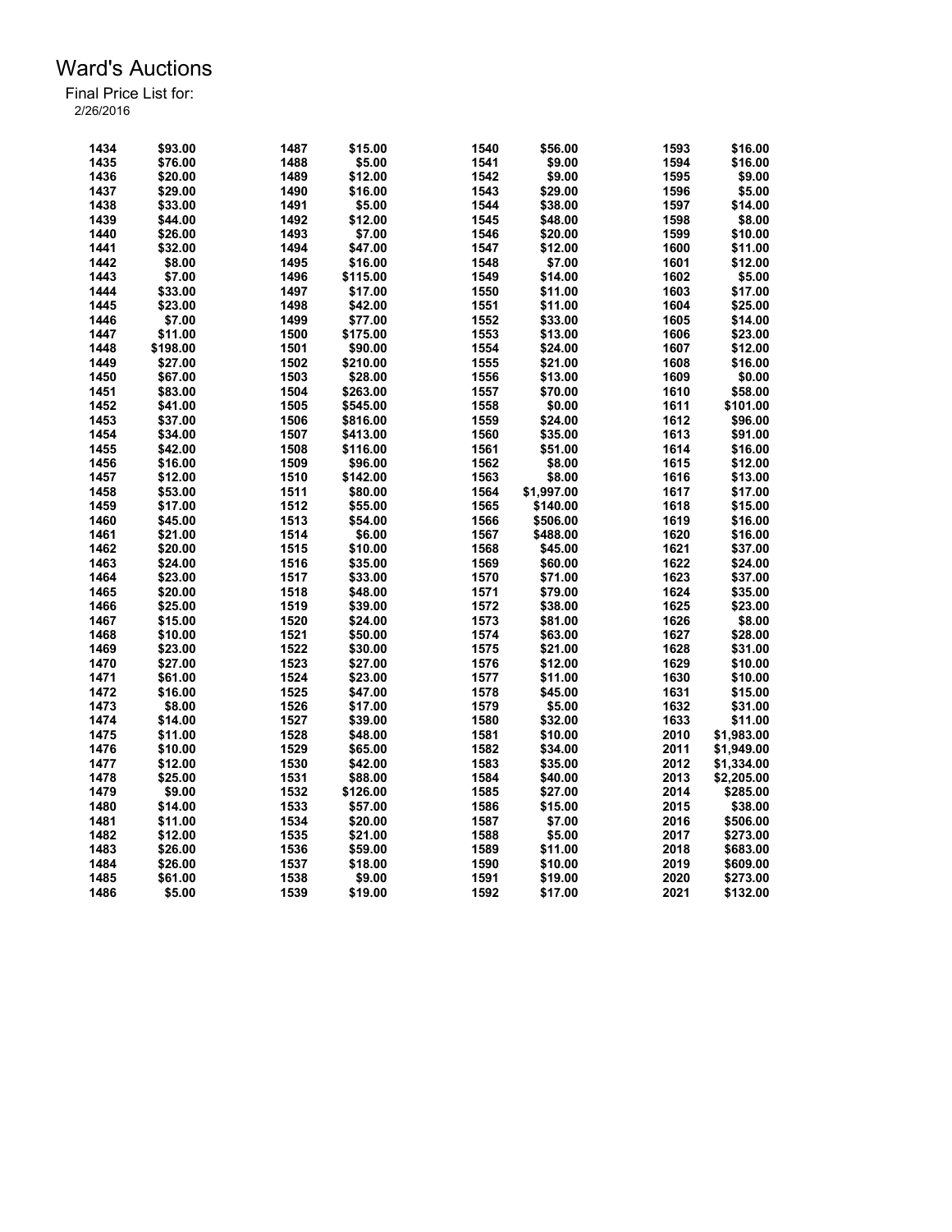# Ward's Auctions

Final Price List for:
2/26/2016

| Lot | Price | Lot | Price | Lot | Price | Lot | Price |
|---|---|---|---|---|---|---|---|
| 1434 | $93.00 | 1487 | $15.00 | 1540 | $56.00 | 1593 | $16.00 |
| 1435 | $76.00 | 1488 | $5.00 | 1541 | $9.00 | 1594 | $16.00 |
| 1436 | $20.00 | 1489 | $12.00 | 1542 | $9.00 | 1595 | $9.00 |
| 1437 | $29.00 | 1490 | $16.00 | 1543 | $29.00 | 1596 | $5.00 |
| 1438 | $33.00 | 1491 | $5.00 | 1544 | $38.00 | 1597 | $14.00 |
| 1439 | $44.00 | 1492 | $12.00 | 1545 | $48.00 | 1598 | $8.00 |
| 1440 | $26.00 | 1493 | $7.00 | 1546 | $20.00 | 1599 | $10.00 |
| 1441 | $32.00 | 1494 | $47.00 | 1547 | $12.00 | 1600 | $11.00 |
| 1442 | $8.00 | 1495 | $16.00 | 1548 | $7.00 | 1601 | $12.00 |
| 1443 | $7.00 | 1496 | $115.00 | 1549 | $14.00 | 1602 | $5.00 |
| 1444 | $33.00 | 1497 | $17.00 | 1550 | $11.00 | 1603 | $17.00 |
| 1445 | $23.00 | 1498 | $42.00 | 1551 | $11.00 | 1604 | $25.00 |
| 1446 | $7.00 | 1499 | $77.00 | 1552 | $33.00 | 1605 | $14.00 |
| 1447 | $11.00 | 1500 | $175.00 | 1553 | $13.00 | 1606 | $23.00 |
| 1448 | $198.00 | 1501 | $90.00 | 1554 | $24.00 | 1607 | $12.00 |
| 1449 | $27.00 | 1502 | $210.00 | 1555 | $21.00 | 1608 | $16.00 |
| 1450 | $67.00 | 1503 | $28.00 | 1556 | $13.00 | 1609 | $0.00 |
| 1451 | $83.00 | 1504 | $263.00 | 1557 | $70.00 | 1610 | $58.00 |
| 1452 | $41.00 | 1505 | $545.00 | 1558 | $0.00 | 1611 | $101.00 |
| 1453 | $37.00 | 1506 | $816.00 | 1559 | $24.00 | 1612 | $96.00 |
| 1454 | $34.00 | 1507 | $413.00 | 1560 | $35.00 | 1613 | $91.00 |
| 1455 | $42.00 | 1508 | $116.00 | 1561 | $51.00 | 1614 | $16.00 |
| 1456 | $16.00 | 1509 | $96.00 | 1562 | $8.00 | 1615 | $12.00 |
| 1457 | $12.00 | 1510 | $142.00 | 1563 | $8.00 | 1616 | $13.00 |
| 1458 | $53.00 | 1511 | $80.00 | 1564 | $1,997.00 | 1617 | $17.00 |
| 1459 | $17.00 | 1512 | $55.00 | 1565 | $140.00 | 1618 | $15.00 |
| 1460 | $45.00 | 1513 | $54.00 | 1566 | $506.00 | 1619 | $16.00 |
| 1461 | $21.00 | 1514 | $6.00 | 1567 | $488.00 | 1620 | $16.00 |
| 1462 | $20.00 | 1515 | $10.00 | 1568 | $45.00 | 1621 | $37.00 |
| 1463 | $24.00 | 1516 | $35.00 | 1569 | $60.00 | 1622 | $24.00 |
| 1464 | $23.00 | 1517 | $33.00 | 1570 | $71.00 | 1623 | $37.00 |
| 1465 | $20.00 | 1518 | $48.00 | 1571 | $79.00 | 1624 | $35.00 |
| 1466 | $25.00 | 1519 | $39.00 | 1572 | $38.00 | 1625 | $23.00 |
| 1467 | $15.00 | 1520 | $24.00 | 1573 | $81.00 | 1626 | $8.00 |
| 1468 | $10.00 | 1521 | $50.00 | 1574 | $63.00 | 1627 | $28.00 |
| 1469 | $23.00 | 1522 | $30.00 | 1575 | $21.00 | 1628 | $31.00 |
| 1470 | $27.00 | 1523 | $27.00 | 1576 | $12.00 | 1629 | $10.00 |
| 1471 | $61.00 | 1524 | $23.00 | 1577 | $11.00 | 1630 | $10.00 |
| 1472 | $16.00 | 1525 | $47.00 | 1578 | $45.00 | 1631 | $15.00 |
| 1473 | $8.00 | 1526 | $17.00 | 1579 | $5.00 | 1632 | $31.00 |
| 1474 | $14.00 | 1527 | $39.00 | 1580 | $32.00 | 1633 | $11.00 |
| 1475 | $11.00 | 1528 | $48.00 | 1581 | $10.00 | 2010 | $1,983.00 |
| 1476 | $10.00 | 1529 | $65.00 | 1582 | $34.00 | 2011 | $1,949.00 |
| 1477 | $12.00 | 1530 | $42.00 | 1583 | $35.00 | 2012 | $1,334.00 |
| 1478 | $25.00 | 1531 | $88.00 | 1584 | $40.00 | 2013 | $2,205.00 |
| 1479 | $9.00 | 1532 | $126.00 | 1585 | $27.00 | 2014 | $285.00 |
| 1480 | $14.00 | 1533 | $57.00 | 1586 | $15.00 | 2015 | $38.00 |
| 1481 | $11.00 | 1534 | $20.00 | 1587 | $7.00 | 2016 | $506.00 |
| 1482 | $12.00 | 1535 | $21.00 | 1588 | $5.00 | 2017 | $273.00 |
| 1483 | $26.00 | 1536 | $59.00 | 1589 | $11.00 | 2018 | $683.00 |
| 1484 | $26.00 | 1537 | $18.00 | 1590 | $10.00 | 2019 | $609.00 |
| 1485 | $61.00 | 1538 | $9.00 | 1591 | $19.00 | 2020 | $273.00 |
| 1486 | $5.00 | 1539 | $19.00 | 1592 | $17.00 | 2021 | $132.00 |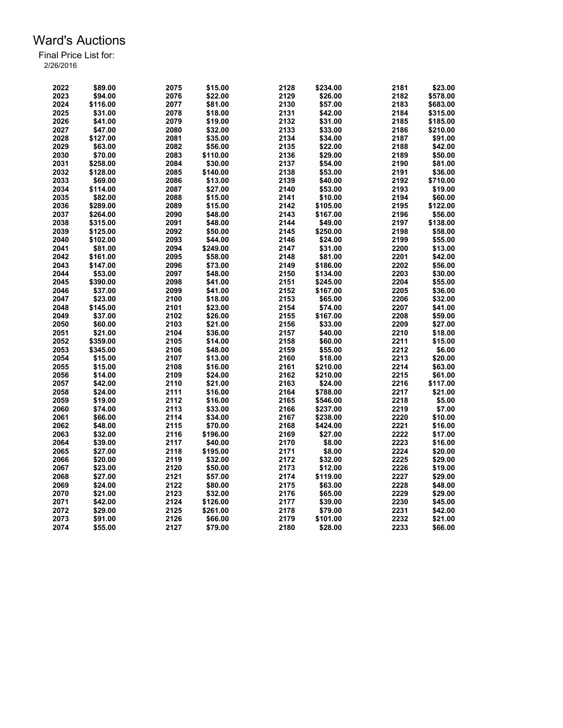# Ward's Auctions

Final Price List for:

2/26/2016

| Lot | Price | Lot | Price | Lot | Price | Lot | Price |
|---|---|---|---|---|---|---|---|
| 2022 | $89.00 | 2075 | $15.00 | 2128 | $234.00 | 2181 | $23.00 |
| 2023 | $94.00 | 2076 | $22.00 | 2129 | $26.00 | 2182 | $578.00 |
| 2024 | $116.00 | 2077 | $81.00 | 2130 | $57.00 | 2183 | $683.00 |
| 2025 | $31.00 | 2078 | $18.00 | 2131 | $42.00 | 2184 | $315.00 |
| 2026 | $41.00 | 2079 | $19.00 | 2132 | $31.00 | 2185 | $185.00 |
| 2027 | $47.00 | 2080 | $32.00 | 2133 | $33.00 | 2186 | $210.00 |
| 2028 | $127.00 | 2081 | $35.00 | 2134 | $34.00 | 2187 | $91.00 |
| 2029 | $63.00 | 2082 | $56.00 | 2135 | $22.00 | 2188 | $42.00 |
| 2030 | $70.00 | 2083 | $110.00 | 2136 | $29.00 | 2189 | $50.00 |
| 2031 | $258.00 | 2084 | $30.00 | 2137 | $54.00 | 2190 | $81.00 |
| 2032 | $128.00 | 2085 | $140.00 | 2138 | $53.00 | 2191 | $36.00 |
| 2033 | $69.00 | 2086 | $13.00 | 2139 | $40.00 | 2192 | $710.00 |
| 2034 | $114.00 | 2087 | $27.00 | 2140 | $53.00 | 2193 | $19.00 |
| 2035 | $82.00 | 2088 | $15.00 | 2141 | $10.00 | 2194 | $60.00 |
| 2036 | $289.00 | 2089 | $15.00 | 2142 | $105.00 | 2195 | $122.00 |
| 2037 | $264.00 | 2090 | $48.00 | 2143 | $167.00 | 2196 | $56.00 |
| 2038 | $315.00 | 2091 | $48.00 | 2144 | $49.00 | 2197 | $138.00 |
| 2039 | $125.00 | 2092 | $50.00 | 2145 | $250.00 | 2198 | $58.00 |
| 2040 | $102.00 | 2093 | $44.00 | 2146 | $24.00 | 2199 | $55.00 |
| 2041 | $81.00 | 2094 | $249.00 | 2147 | $31.00 | 2200 | $13.00 |
| 2042 | $161.00 | 2095 | $58.00 | 2148 | $81.00 | 2201 | $42.00 |
| 2043 | $147.00 | 2096 | $73.00 | 2149 | $186.00 | 2202 | $56.00 |
| 2044 | $53.00 | 2097 | $48.00 | 2150 | $134.00 | 2203 | $30.00 |
| 2045 | $390.00 | 2098 | $41.00 | 2151 | $245.00 | 2204 | $55.00 |
| 2046 | $37.00 | 2099 | $41.00 | 2152 | $167.00 | 2205 | $36.00 |
| 2047 | $23.00 | 2100 | $18.00 | 2153 | $65.00 | 2206 | $32.00 |
| 2048 | $145.00 | 2101 | $23.00 | 2154 | $74.00 | 2207 | $41.00 |
| 2049 | $37.00 | 2102 | $26.00 | 2155 | $167.00 | 2208 | $59.00 |
| 2050 | $60.00 | 2103 | $21.00 | 2156 | $33.00 | 2209 | $27.00 |
| 2051 | $21.00 | 2104 | $36.00 | 2157 | $40.00 | 2210 | $18.00 |
| 2052 | $359.00 | 2105 | $14.00 | 2158 | $60.00 | 2211 | $15.00 |
| 2053 | $345.00 | 2106 | $48.00 | 2159 | $55.00 | 2212 | $6.00 |
| 2054 | $15.00 | 2107 | $13.00 | 2160 | $18.00 | 2213 | $20.00 |
| 2055 | $15.00 | 2108 | $16.00 | 2161 | $210.00 | 2214 | $63.00 |
| 2056 | $14.00 | 2109 | $24.00 | 2162 | $210.00 | 2215 | $61.00 |
| 2057 | $42.00 | 2110 | $21.00 | 2163 | $24.00 | 2216 | $117.00 |
| 2058 | $24.00 | 2111 | $16.00 | 2164 | $788.00 | 2217 | $21.00 |
| 2059 | $19.00 | 2112 | $16.00 | 2165 | $546.00 | 2218 | $5.00 |
| 2060 | $74.00 | 2113 | $33.00 | 2166 | $237.00 | 2219 | $7.00 |
| 2061 | $66.00 | 2114 | $34.00 | 2167 | $238.00 | 2220 | $10.00 |
| 2062 | $48.00 | 2115 | $70.00 | 2168 | $424.00 | 2221 | $16.00 |
| 2063 | $32.00 | 2116 | $196.00 | 2169 | $27.00 | 2222 | $17.00 |
| 2064 | $39.00 | 2117 | $40.00 | 2170 | $8.00 | 2223 | $16.00 |
| 2065 | $27.00 | 2118 | $195.00 | 2171 | $8.00 | 2224 | $20.00 |
| 2066 | $20.00 | 2119 | $32.00 | 2172 | $32.00 | 2225 | $29.00 |
| 2067 | $23.00 | 2120 | $50.00 | 2173 | $12.00 | 2226 | $19.00 |
| 2068 | $27.00 | 2121 | $57.00 | 2174 | $119.00 | 2227 | $29.00 |
| 2069 | $24.00 | 2122 | $80.00 | 2175 | $63.00 | 2228 | $48.00 |
| 2070 | $21.00 | 2123 | $32.00 | 2176 | $65.00 | 2229 | $29.00 |
| 2071 | $42.00 | 2124 | $126.00 | 2177 | $39.00 | 2230 | $45.00 |
| 2072 | $29.00 | 2125 | $261.00 | 2178 | $79.00 | 2231 | $42.00 |
| 2073 | $91.00 | 2126 | $66.00 | 2179 | $101.00 | 2232 | $21.00 |
| 2074 | $55.00 | 2127 | $79.00 | 2180 | $28.00 | 2233 | $66.00 |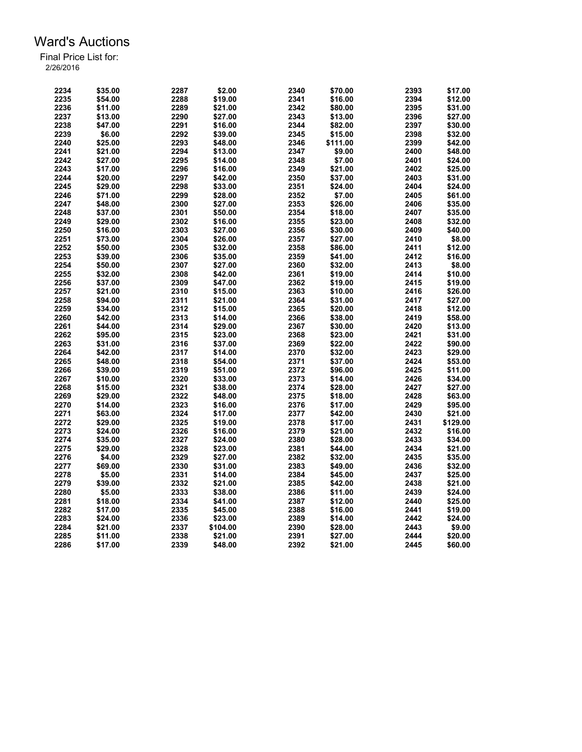# Ward's Auctions

Final Price List for:
2/26/2016

| Lot | Price | Lot | Price | Lot | Price | Lot | Price |
|---|---|---|---|---|---|---|---|
| 2234 | $35.00 | 2287 | $2.00 | 2340 | $70.00 | 2393 | $17.00 |
| 2235 | $54.00 | 2288 | $19.00 | 2341 | $16.00 | 2394 | $12.00 |
| 2236 | $11.00 | 2289 | $21.00 | 2342 | $80.00 | 2395 | $31.00 |
| 2237 | $13.00 | 2290 | $27.00 | 2343 | $13.00 | 2396 | $27.00 |
| 2238 | $47.00 | 2291 | $16.00 | 2344 | $82.00 | 2397 | $30.00 |
| 2239 | $6.00 | 2292 | $39.00 | 2345 | $15.00 | 2398 | $32.00 |
| 2240 | $25.00 | 2293 | $48.00 | 2346 | $111.00 | 2399 | $42.00 |
| 2241 | $21.00 | 2294 | $13.00 | 2347 | $9.00 | 2400 | $48.00 |
| 2242 | $27.00 | 2295 | $14.00 | 2348 | $7.00 | 2401 | $24.00 |
| 2243 | $17.00 | 2296 | $16.00 | 2349 | $21.00 | 2402 | $25.00 |
| 2244 | $20.00 | 2297 | $42.00 | 2350 | $37.00 | 2403 | $31.00 |
| 2245 | $29.00 | 2298 | $33.00 | 2351 | $24.00 | 2404 | $24.00 |
| 2246 | $71.00 | 2299 | $28.00 | 2352 | $7.00 | 2405 | $61.00 |
| 2247 | $48.00 | 2300 | $27.00 | 2353 | $26.00 | 2406 | $35.00 |
| 2248 | $37.00 | 2301 | $50.00 | 2354 | $18.00 | 2407 | $35.00 |
| 2249 | $29.00 | 2302 | $16.00 | 2355 | $23.00 | 2408 | $32.00 |
| 2250 | $16.00 | 2303 | $27.00 | 2356 | $30.00 | 2409 | $40.00 |
| 2251 | $73.00 | 2304 | $26.00 | 2357 | $27.00 | 2410 | $8.00 |
| 2252 | $50.00 | 2305 | $32.00 | 2358 | $86.00 | 2411 | $12.00 |
| 2253 | $39.00 | 2306 | $35.00 | 2359 | $41.00 | 2412 | $16.00 |
| 2254 | $50.00 | 2307 | $27.00 | 2360 | $32.00 | 2413 | $8.00 |
| 2255 | $32.00 | 2308 | $42.00 | 2361 | $19.00 | 2414 | $10.00 |
| 2256 | $37.00 | 2309 | $47.00 | 2362 | $19.00 | 2415 | $19.00 |
| 2257 | $21.00 | 2310 | $15.00 | 2363 | $10.00 | 2416 | $26.00 |
| 2258 | $94.00 | 2311 | $21.00 | 2364 | $31.00 | 2417 | $27.00 |
| 2259 | $34.00 | 2312 | $15.00 | 2365 | $20.00 | 2418 | $12.00 |
| 2260 | $42.00 | 2313 | $14.00 | 2366 | $38.00 | 2419 | $58.00 |
| 2261 | $44.00 | 2314 | $29.00 | 2367 | $30.00 | 2420 | $13.00 |
| 2262 | $95.00 | 2315 | $23.00 | 2368 | $23.00 | 2421 | $31.00 |
| 2263 | $31.00 | 2316 | $37.00 | 2369 | $22.00 | 2422 | $90.00 |
| 2264 | $42.00 | 2317 | $14.00 | 2370 | $32.00 | 2423 | $29.00 |
| 2265 | $48.00 | 2318 | $54.00 | 2371 | $37.00 | 2424 | $53.00 |
| 2266 | $39.00 | 2319 | $51.00 | 2372 | $96.00 | 2425 | $11.00 |
| 2267 | $10.00 | 2320 | $33.00 | 2373 | $14.00 | 2426 | $34.00 |
| 2268 | $15.00 | 2321 | $38.00 | 2374 | $28.00 | 2427 | $27.00 |
| 2269 | $29.00 | 2322 | $48.00 | 2375 | $18.00 | 2428 | $63.00 |
| 2270 | $14.00 | 2323 | $16.00 | 2376 | $17.00 | 2429 | $95.00 |
| 2271 | $63.00 | 2324 | $17.00 | 2377 | $42.00 | 2430 | $21.00 |
| 2272 | $29.00 | 2325 | $19.00 | 2378 | $17.00 | 2431 | $129.00 |
| 2273 | $24.00 | 2326 | $16.00 | 2379 | $21.00 | 2432 | $16.00 |
| 2274 | $35.00 | 2327 | $24.00 | 2380 | $28.00 | 2433 | $34.00 |
| 2275 | $29.00 | 2328 | $23.00 | 2381 | $44.00 | 2434 | $21.00 |
| 2276 | $4.00 | 2329 | $27.00 | 2382 | $32.00 | 2435 | $35.00 |
| 2277 | $69.00 | 2330 | $31.00 | 2383 | $49.00 | 2436 | $32.00 |
| 2278 | $5.00 | 2331 | $14.00 | 2384 | $45.00 | 2437 | $25.00 |
| 2279 | $39.00 | 2332 | $21.00 | 2385 | $42.00 | 2438 | $21.00 |
| 2280 | $5.00 | 2333 | $38.00 | 2386 | $11.00 | 2439 | $24.00 |
| 2281 | $18.00 | 2334 | $41.00 | 2387 | $12.00 | 2440 | $25.00 |
| 2282 | $17.00 | 2335 | $45.00 | 2388 | $16.00 | 2441 | $19.00 |
| 2283 | $24.00 | 2336 | $23.00 | 2389 | $14.00 | 2442 | $24.00 |
| 2284 | $21.00 | 2337 | $104.00 | 2390 | $28.00 | 2443 | $9.00 |
| 2285 | $11.00 | 2338 | $21.00 | 2391 | $27.00 | 2444 | $20.00 |
| 2286 | $17.00 | 2339 | $48.00 | 2392 | $21.00 | 2445 | $60.00 |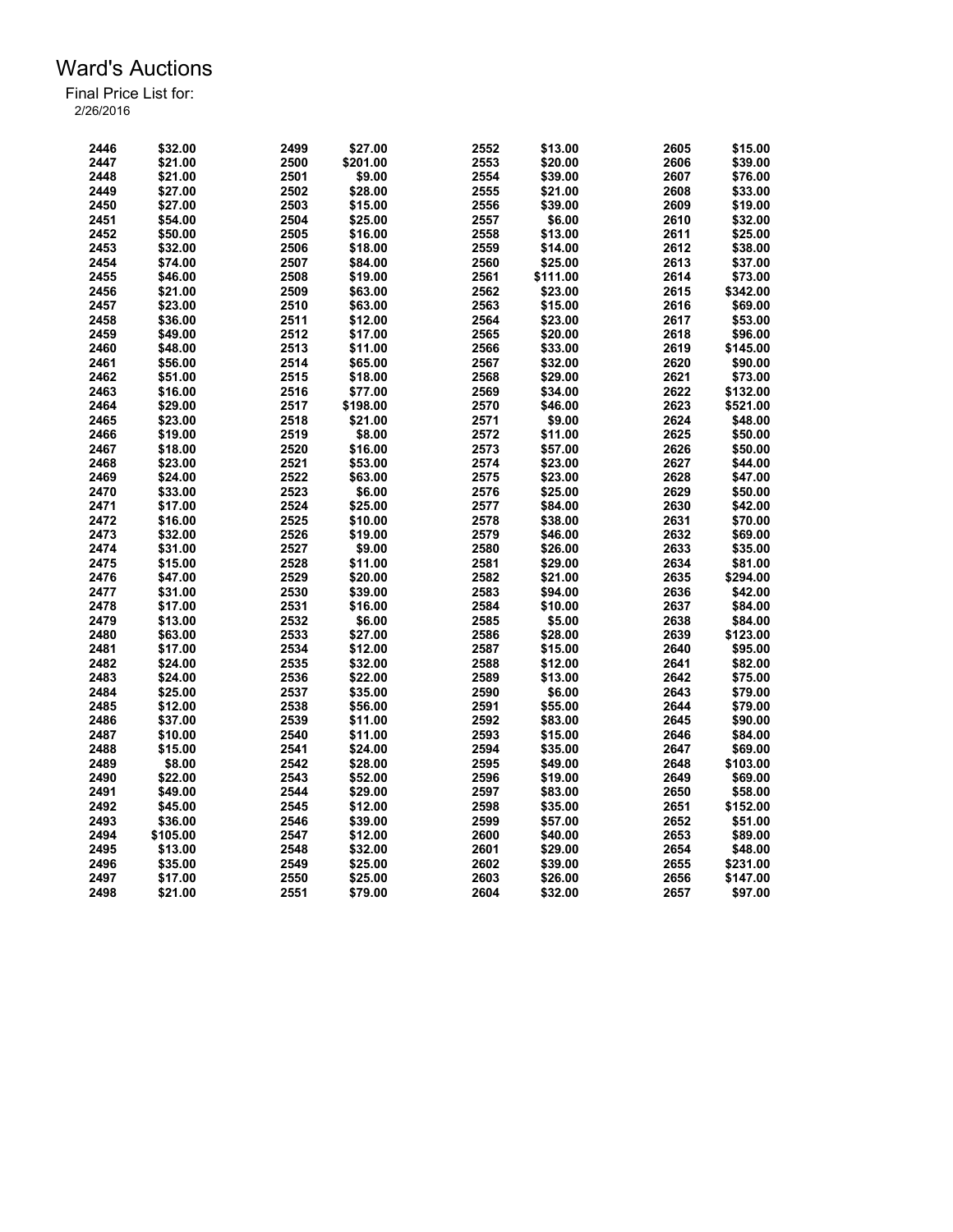# Ward's Auctions

Final Price List for:
2/26/2016

| Lot | Price | Lot | Price | Lot | Price | Lot | Price |
|---|---|---|---|---|---|---|---|
| 2446 | $32.00 | 2499 | $27.00 | 2552 | $13.00 | 2605 | $15.00 |
| 2447 | $21.00 | 2500 | $201.00 | 2553 | $20.00 | 2606 | $39.00 |
| 2448 | $21.00 | 2501 | $9.00 | 2554 | $39.00 | 2607 | $76.00 |
| 2449 | $27.00 | 2502 | $28.00 | 2555 | $21.00 | 2608 | $33.00 |
| 2450 | $27.00 | 2503 | $15.00 | 2556 | $39.00 | 2609 | $19.00 |
| 2451 | $54.00 | 2504 | $25.00 | 2557 | $6.00 | 2610 | $32.00 |
| 2452 | $50.00 | 2505 | $16.00 | 2558 | $13.00 | 2611 | $25.00 |
| 2453 | $32.00 | 2506 | $18.00 | 2559 | $14.00 | 2612 | $38.00 |
| 2454 | $74.00 | 2507 | $84.00 | 2560 | $25.00 | 2613 | $37.00 |
| 2455 | $46.00 | 2508 | $19.00 | 2561 | $111.00 | 2614 | $73.00 |
| 2456 | $21.00 | 2509 | $63.00 | 2562 | $23.00 | 2615 | $342.00 |
| 2457 | $23.00 | 2510 | $63.00 | 2563 | $15.00 | 2616 | $69.00 |
| 2458 | $36.00 | 2511 | $12.00 | 2564 | $23.00 | 2617 | $53.00 |
| 2459 | $49.00 | 2512 | $17.00 | 2565 | $20.00 | 2618 | $96.00 |
| 2460 | $48.00 | 2513 | $11.00 | 2566 | $33.00 | 2619 | $145.00 |
| 2461 | $56.00 | 2514 | $65.00 | 2567 | $32.00 | 2620 | $90.00 |
| 2462 | $51.00 | 2515 | $18.00 | 2568 | $29.00 | 2621 | $73.00 |
| 2463 | $16.00 | 2516 | $77.00 | 2569 | $34.00 | 2622 | $132.00 |
| 2464 | $29.00 | 2517 | $198.00 | 2570 | $46.00 | 2623 | $521.00 |
| 2465 | $23.00 | 2518 | $21.00 | 2571 | $9.00 | 2624 | $48.00 |
| 2466 | $19.00 | 2519 | $8.00 | 2572 | $11.00 | 2625 | $50.00 |
| 2467 | $18.00 | 2520 | $16.00 | 2573 | $57.00 | 2626 | $50.00 |
| 2468 | $23.00 | 2521 | $53.00 | 2574 | $23.00 | 2627 | $44.00 |
| 2469 | $24.00 | 2522 | $63.00 | 2575 | $23.00 | 2628 | $47.00 |
| 2470 | $33.00 | 2523 | $6.00 | 2576 | $25.00 | 2629 | $50.00 |
| 2471 | $17.00 | 2524 | $25.00 | 2577 | $84.00 | 2630 | $42.00 |
| 2472 | $16.00 | 2525 | $10.00 | 2578 | $38.00 | 2631 | $70.00 |
| 2473 | $32.00 | 2526 | $19.00 | 2579 | $46.00 | 2632 | $69.00 |
| 2474 | $31.00 | 2527 | $9.00 | 2580 | $26.00 | 2633 | $35.00 |
| 2475 | $15.00 | 2528 | $11.00 | 2581 | $29.00 | 2634 | $81.00 |
| 2476 | $47.00 | 2529 | $20.00 | 2582 | $21.00 | 2635 | $294.00 |
| 2477 | $31.00 | 2530 | $39.00 | 2583 | $94.00 | 2636 | $42.00 |
| 2478 | $17.00 | 2531 | $16.00 | 2584 | $10.00 | 2637 | $84.00 |
| 2479 | $13.00 | 2532 | $6.00 | 2585 | $5.00 | 2638 | $84.00 |
| 2480 | $63.00 | 2533 | $27.00 | 2586 | $28.00 | 2639 | $123.00 |
| 2481 | $17.00 | 2534 | $12.00 | 2587 | $15.00 | 2640 | $95.00 |
| 2482 | $24.00 | 2535 | $32.00 | 2588 | $12.00 | 2641 | $82.00 |
| 2483 | $24.00 | 2536 | $22.00 | 2589 | $13.00 | 2642 | $75.00 |
| 2484 | $25.00 | 2537 | $35.00 | 2590 | $6.00 | 2643 | $79.00 |
| 2485 | $12.00 | 2538 | $56.00 | 2591 | $55.00 | 2644 | $79.00 |
| 2486 | $37.00 | 2539 | $11.00 | 2592 | $83.00 | 2645 | $90.00 |
| 2487 | $10.00 | 2540 | $11.00 | 2593 | $15.00 | 2646 | $84.00 |
| 2488 | $15.00 | 2541 | $24.00 | 2594 | $35.00 | 2647 | $69.00 |
| 2489 | $8.00 | 2542 | $28.00 | 2595 | $49.00 | 2648 | $103.00 |
| 2490 | $22.00 | 2543 | $52.00 | 2596 | $19.00 | 2649 | $69.00 |
| 2491 | $49.00 | 2544 | $29.00 | 2597 | $83.00 | 2650 | $58.00 |
| 2492 | $45.00 | 2545 | $12.00 | 2598 | $35.00 | 2651 | $152.00 |
| 2493 | $36.00 | 2546 | $39.00 | 2599 | $57.00 | 2652 | $51.00 |
| 2494 | $105.00 | 2547 | $12.00 | 2600 | $40.00 | 2653 | $89.00 |
| 2495 | $13.00 | 2548 | $32.00 | 2601 | $29.00 | 2654 | $48.00 |
| 2496 | $35.00 | 2549 | $25.00 | 2602 | $39.00 | 2655 | $231.00 |
| 2497 | $17.00 | 2550 | $25.00 | 2603 | $26.00 | 2656 | $147.00 |
| 2498 | $21.00 | 2551 | $79.00 | 2604 | $32.00 | 2657 | $97.00 |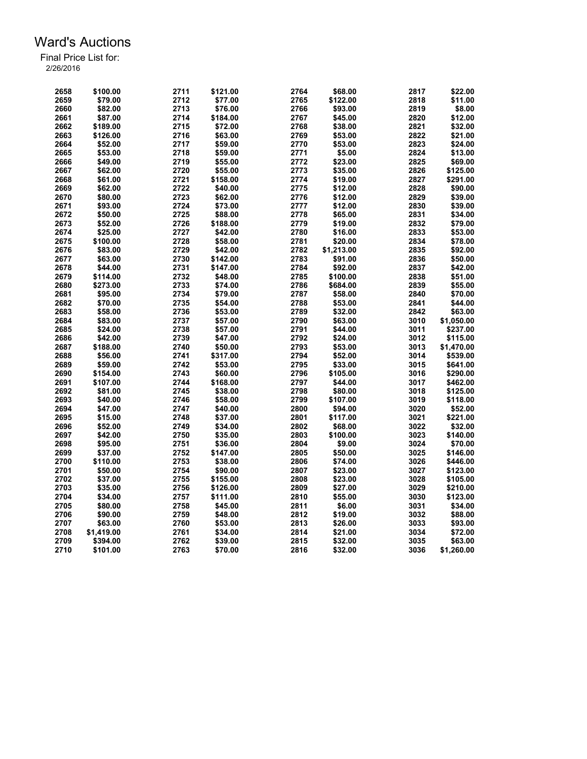# Ward's Auctions

Final Price List for:
2/26/2016

| Lot | Price | Lot | Price | Lot | Price | Lot | Price |
|---|---|---|---|---|---|---|---|
| 2658 | $100.00 | 2711 | $121.00 | 2764 | $68.00 | 2817 | $22.00 |
| 2659 | $79.00 | 2712 | $77.00 | 2765 | $122.00 | 2818 | $11.00 |
| 2660 | $82.00 | 2713 | $76.00 | 2766 | $93.00 | 2819 | $8.00 |
| 2661 | $87.00 | 2714 | $184.00 | 2767 | $45.00 | 2820 | $12.00 |
| 2662 | $189.00 | 2715 | $72.00 | 2768 | $38.00 | 2821 | $32.00 |
| 2663 | $126.00 | 2716 | $63.00 | 2769 | $53.00 | 2822 | $21.00 |
| 2664 | $52.00 | 2717 | $59.00 | 2770 | $53.00 | 2823 | $24.00 |
| 2665 | $53.00 | 2718 | $59.00 | 2771 | $5.00 | 2824 | $13.00 |
| 2666 | $49.00 | 2719 | $55.00 | 2772 | $23.00 | 2825 | $69.00 |
| 2667 | $62.00 | 2720 | $55.00 | 2773 | $35.00 | 2826 | $125.00 |
| 2668 | $61.00 | 2721 | $158.00 | 2774 | $19.00 | 2827 | $291.00 |
| 2669 | $62.00 | 2722 | $40.00 | 2775 | $12.00 | 2828 | $90.00 |
| 2670 | $80.00 | 2723 | $62.00 | 2776 | $12.00 | 2829 | $39.00 |
| 2671 | $93.00 | 2724 | $73.00 | 2777 | $12.00 | 2830 | $39.00 |
| 2672 | $50.00 | 2725 | $88.00 | 2778 | $65.00 | 2831 | $34.00 |
| 2673 | $52.00 | 2726 | $188.00 | 2779 | $19.00 | 2832 | $79.00 |
| 2674 | $25.00 | 2727 | $42.00 | 2780 | $16.00 | 2833 | $53.00 |
| 2675 | $100.00 | 2728 | $58.00 | 2781 | $20.00 | 2834 | $78.00 |
| 2676 | $83.00 | 2729 | $42.00 | 2782 | $1,213.00 | 2835 | $92.00 |
| 2677 | $63.00 | 2730 | $142.00 | 2783 | $91.00 | 2836 | $50.00 |
| 2678 | $44.00 | 2731 | $147.00 | 2784 | $92.00 | 2837 | $42.00 |
| 2679 | $114.00 | 2732 | $48.00 | 2785 | $100.00 | 2838 | $51.00 |
| 2680 | $273.00 | 2733 | $74.00 | 2786 | $684.00 | 2839 | $55.00 |
| 2681 | $95.00 | 2734 | $79.00 | 2787 | $58.00 | 2840 | $70.00 |
| 2682 | $70.00 | 2735 | $54.00 | 2788 | $53.00 | 2841 | $44.00 |
| 2683 | $58.00 | 2736 | $53.00 | 2789 | $32.00 | 2842 | $63.00 |
| 2684 | $83.00 | 2737 | $57.00 | 2790 | $63.00 | 3010 | $1,050.00 |
| 2685 | $24.00 | 2738 | $57.00 | 2791 | $44.00 | 3011 | $237.00 |
| 2686 | $42.00 | 2739 | $47.00 | 2792 | $24.00 | 3012 | $115.00 |
| 2687 | $188.00 | 2740 | $50.00 | 2793 | $53.00 | 3013 | $1,470.00 |
| 2688 | $56.00 | 2741 | $317.00 | 2794 | $52.00 | 3014 | $539.00 |
| 2689 | $59.00 | 2742 | $53.00 | 2795 | $33.00 | 3015 | $641.00 |
| 2690 | $154.00 | 2743 | $60.00 | 2796 | $105.00 | 3016 | $290.00 |
| 2691 | $107.00 | 2744 | $168.00 | 2797 | $44.00 | 3017 | $462.00 |
| 2692 | $81.00 | 2745 | $38.00 | 2798 | $80.00 | 3018 | $125.00 |
| 2693 | $40.00 | 2746 | $58.00 | 2799 | $107.00 | 3019 | $118.00 |
| 2694 | $47.00 | 2747 | $40.00 | 2800 | $94.00 | 3020 | $52.00 |
| 2695 | $15.00 | 2748 | $37.00 | 2801 | $117.00 | 3021 | $221.00 |
| 2696 | $52.00 | 2749 | $34.00 | 2802 | $68.00 | 3022 | $32.00 |
| 2697 | $42.00 | 2750 | $35.00 | 2803 | $100.00 | 3023 | $140.00 |
| 2698 | $95.00 | 2751 | $36.00 | 2804 | $9.00 | 3024 | $70.00 |
| 2699 | $37.00 | 2752 | $147.00 | 2805 | $50.00 | 3025 | $146.00 |
| 2700 | $110.00 | 2753 | $38.00 | 2806 | $74.00 | 3026 | $446.00 |
| 2701 | $50.00 | 2754 | $90.00 | 2807 | $23.00 | 3027 | $123.00 |
| 2702 | $37.00 | 2755 | $155.00 | 2808 | $23.00 | 3028 | $105.00 |
| 2703 | $35.00 | 2756 | $126.00 | 2809 | $27.00 | 3029 | $210.00 |
| 2704 | $34.00 | 2757 | $111.00 | 2810 | $55.00 | 3030 | $123.00 |
| 2705 | $80.00 | 2758 | $45.00 | 2811 | $6.00 | 3031 | $34.00 |
| 2706 | $90.00 | 2759 | $48.00 | 2812 | $19.00 | 3032 | $88.00 |
| 2707 | $63.00 | 2760 | $53.00 | 2813 | $26.00 | 3033 | $93.00 |
| 2708 | $1,419.00 | 2761 | $34.00 | 2814 | $21.00 | 3034 | $72.00 |
| 2709 | $394.00 | 2762 | $39.00 | 2815 | $32.00 | 3035 | $63.00 |
| 2710 | $101.00 | 2763 | $70.00 | 2816 | $32.00 | 3036 | $1,260.00 |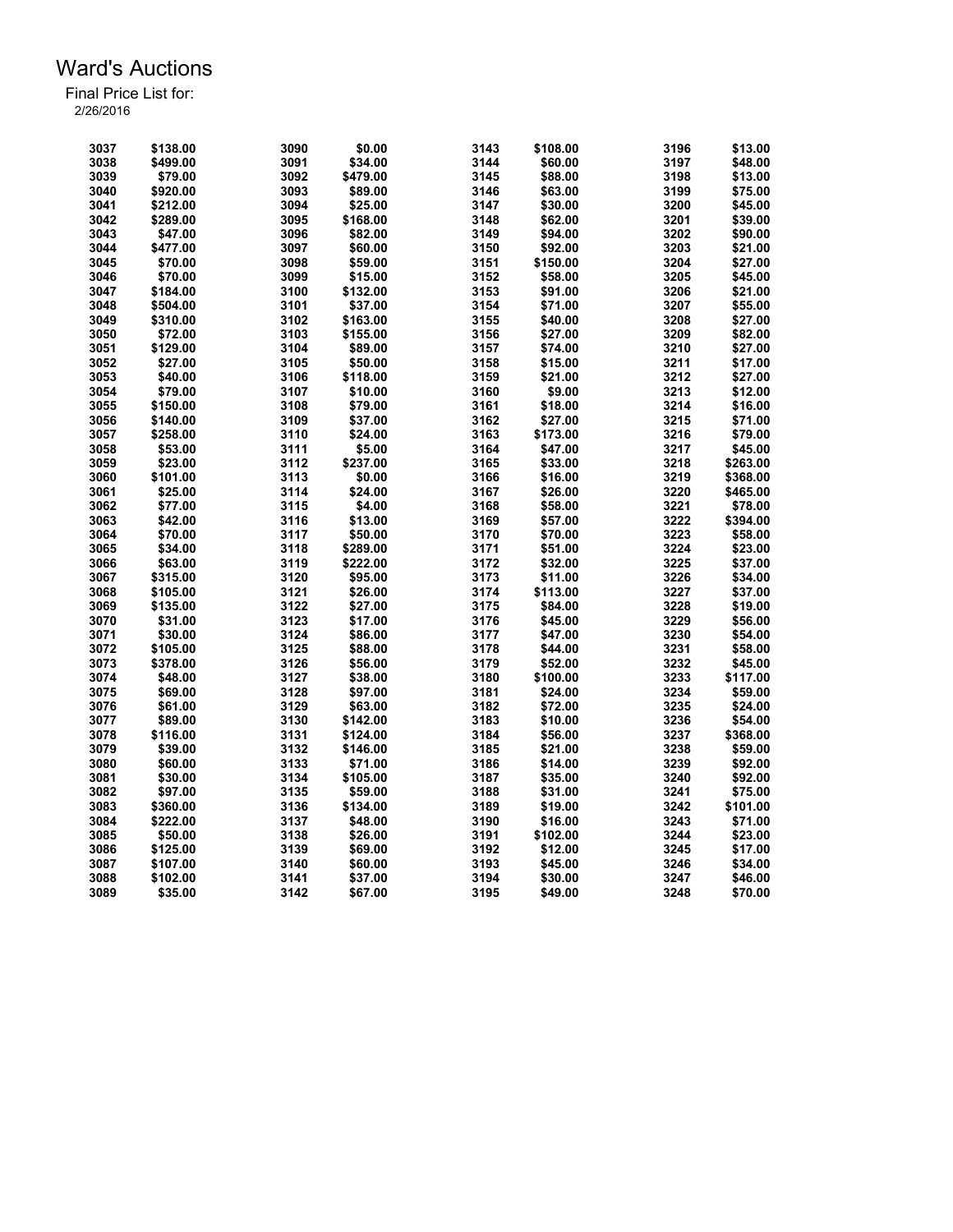# Ward's Auctions

Final Price List for:
2/26/2016

| | | | | | | | |
|---|---|---|---|---|---|---|---|
| 3037 | $138.00 | 3090 | $0.00 | 3143 | $108.00 | 3196 | $13.00 |
| 3038 | $499.00 | 3091 | $34.00 | 3144 | $60.00 | 3197 | $48.00 |
| 3039 | $79.00 | 3092 | $479.00 | 3145 | $88.00 | 3198 | $13.00 |
| 3040 | $920.00 | 3093 | $89.00 | 3146 | $63.00 | 3199 | $75.00 |
| 3041 | $212.00 | 3094 | $25.00 | 3147 | $30.00 | 3200 | $45.00 |
| 3042 | $289.00 | 3095 | $168.00 | 3148 | $62.00 | 3201 | $39.00 |
| 3043 | $47.00 | 3096 | $82.00 | 3149 | $94.00 | 3202 | $90.00 |
| 3044 | $477.00 | 3097 | $60.00 | 3150 | $92.00 | 3203 | $21.00 |
| 3045 | $70.00 | 3098 | $59.00 | 3151 | $150.00 | 3204 | $27.00 |
| 3046 | $70.00 | 3099 | $15.00 | 3152 | $58.00 | 3205 | $45.00 |
| 3047 | $184.00 | 3100 | $132.00 | 3153 | $91.00 | 3206 | $21.00 |
| 3048 | $504.00 | 3101 | $37.00 | 3154 | $71.00 | 3207 | $55.00 |
| 3049 | $310.00 | 3102 | $163.00 | 3155 | $40.00 | 3208 | $27.00 |
| 3050 | $72.00 | 3103 | $155.00 | 3156 | $27.00 | 3209 | $82.00 |
| 3051 | $129.00 | 3104 | $89.00 | 3157 | $74.00 | 3210 | $27.00 |
| 3052 | $27.00 | 3105 | $50.00 | 3158 | $15.00 | 3211 | $17.00 |
| 3053 | $40.00 | 3106 | $118.00 | 3159 | $21.00 | 3212 | $27.00 |
| 3054 | $79.00 | 3107 | $10.00 | 3160 | $9.00 | 3213 | $12.00 |
| 3055 | $150.00 | 3108 | $79.00 | 3161 | $18.00 | 3214 | $16.00 |
| 3056 | $140.00 | 3109 | $37.00 | 3162 | $27.00 | 3215 | $71.00 |
| 3057 | $258.00 | 3110 | $24.00 | 3163 | $173.00 | 3216 | $79.00 |
| 3058 | $53.00 | 3111 | $5.00 | 3164 | $47.00 | 3217 | $45.00 |
| 3059 | $23.00 | 3112 | $237.00 | 3165 | $33.00 | 3218 | $263.00 |
| 3060 | $101.00 | 3113 | $0.00 | 3166 | $16.00 | 3219 | $368.00 |
| 3061 | $25.00 | 3114 | $24.00 | 3167 | $26.00 | 3220 | $465.00 |
| 3062 | $77.00 | 3115 | $4.00 | 3168 | $58.00 | 3221 | $78.00 |
| 3063 | $42.00 | 3116 | $13.00 | 3169 | $57.00 | 3222 | $394.00 |
| 3064 | $70.00 | 3117 | $50.00 | 3170 | $70.00 | 3223 | $58.00 |
| 3065 | $34.00 | 3118 | $289.00 | 3171 | $51.00 | 3224 | $23.00 |
| 3066 | $63.00 | 3119 | $222.00 | 3172 | $32.00 | 3225 | $37.00 |
| 3067 | $315.00 | 3120 | $95.00 | 3173 | $11.00 | 3226 | $34.00 |
| 3068 | $105.00 | 3121 | $26.00 | 3174 | $113.00 | 3227 | $37.00 |
| 3069 | $135.00 | 3122 | $27.00 | 3175 | $84.00 | 3228 | $19.00 |
| 3070 | $31.00 | 3123 | $17.00 | 3176 | $45.00 | 3229 | $56.00 |
| 3071 | $30.00 | 3124 | $86.00 | 3177 | $47.00 | 3230 | $54.00 |
| 3072 | $105.00 | 3125 | $88.00 | 3178 | $44.00 | 3231 | $58.00 |
| 3073 | $378.00 | 3126 | $56.00 | 3179 | $52.00 | 3232 | $45.00 |
| 3074 | $48.00 | 3127 | $38.00 | 3180 | $100.00 | 3233 | $117.00 |
| 3075 | $69.00 | 3128 | $97.00 | 3181 | $24.00 | 3234 | $59.00 |
| 3076 | $61.00 | 3129 | $63.00 | 3182 | $72.00 | 3235 | $24.00 |
| 3077 | $89.00 | 3130 | $142.00 | 3183 | $10.00 | 3236 | $54.00 |
| 3078 | $116.00 | 3131 | $124.00 | 3184 | $56.00 | 3237 | $368.00 |
| 3079 | $39.00 | 3132 | $146.00 | 3185 | $21.00 | 3238 | $59.00 |
| 3080 | $60.00 | 3133 | $71.00 | 3186 | $14.00 | 3239 | $92.00 |
| 3081 | $30.00 | 3134 | $105.00 | 3187 | $35.00 | 3240 | $92.00 |
| 3082 | $97.00 | 3135 | $59.00 | 3188 | $31.00 | 3241 | $75.00 |
| 3083 | $360.00 | 3136 | $134.00 | 3189 | $19.00 | 3242 | $101.00 |
| 3084 | $222.00 | 3137 | $48.00 | 3190 | $16.00 | 3243 | $71.00 |
| 3085 | $50.00 | 3138 | $26.00 | 3191 | $102.00 | 3244 | $23.00 |
| 3086 | $125.00 | 3139 | $69.00 | 3192 | $12.00 | 3245 | $17.00 |
| 3087 | $107.00 | 3140 | $60.00 | 3193 | $45.00 | 3246 | $34.00 |
| 3088 | $102.00 | 3141 | $37.00 | 3194 | $30.00 | 3247 | $46.00 |
| 3089 | $35.00 | 3142 | $67.00 | 3195 | $49.00 | 3248 | $70.00 |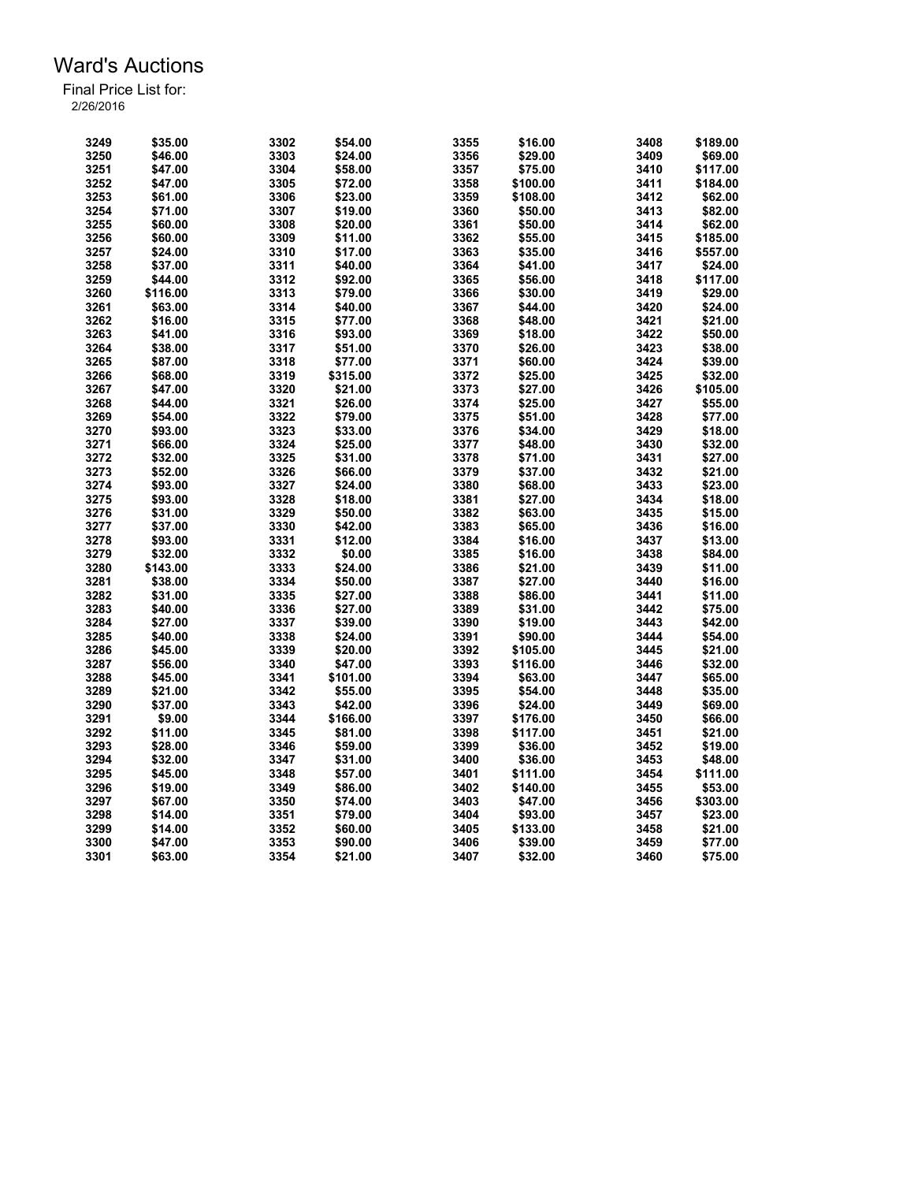# Ward's Auctions

Final Price List for:
2/26/2016

| Lot | Price | Lot | Price | Lot | Price | Lot | Price |
|---|---|---|---|---|---|---|---|
| 3249 | $35.00 | 3302 | $54.00 | 3355 | $16.00 | 3408 | $189.00 |
| 3250 | $46.00 | 3303 | $24.00 | 3356 | $29.00 | 3409 | $69.00 |
| 3251 | $47.00 | 3304 | $58.00 | 3357 | $75.00 | 3410 | $117.00 |
| 3252 | $47.00 | 3305 | $72.00 | 3358 | $100.00 | 3411 | $184.00 |
| 3253 | $61.00 | 3306 | $23.00 | 3359 | $108.00 | 3412 | $62.00 |
| 3254 | $71.00 | 3307 | $19.00 | 3360 | $50.00 | 3413 | $82.00 |
| 3255 | $60.00 | 3308 | $20.00 | 3361 | $50.00 | 3414 | $62.00 |
| 3256 | $60.00 | 3309 | $11.00 | 3362 | $55.00 | 3415 | $185.00 |
| 3257 | $24.00 | 3310 | $17.00 | 3363 | $35.00 | 3416 | $557.00 |
| 3258 | $37.00 | 3311 | $40.00 | 3364 | $41.00 | 3417 | $24.00 |
| 3259 | $44.00 | 3312 | $92.00 | 3365 | $56.00 | 3418 | $117.00 |
| 3260 | $116.00 | 3313 | $79.00 | 3366 | $30.00 | 3419 | $29.00 |
| 3261 | $63.00 | 3314 | $40.00 | 3367 | $44.00 | 3420 | $24.00 |
| 3262 | $16.00 | 3315 | $77.00 | 3368 | $48.00 | 3421 | $21.00 |
| 3263 | $41.00 | 3316 | $93.00 | 3369 | $18.00 | 3422 | $50.00 |
| 3264 | $38.00 | 3317 | $51.00 | 3370 | $26.00 | 3423 | $38.00 |
| 3265 | $87.00 | 3318 | $77.00 | 3371 | $60.00 | 3424 | $39.00 |
| 3266 | $68.00 | 3319 | $315.00 | 3372 | $25.00 | 3425 | $32.00 |
| 3267 | $47.00 | 3320 | $21.00 | 3373 | $27.00 | 3426 | $105.00 |
| 3268 | $44.00 | 3321 | $26.00 | 3374 | $25.00 | 3427 | $55.00 |
| 3269 | $54.00 | 3322 | $79.00 | 3375 | $51.00 | 3428 | $77.00 |
| 3270 | $93.00 | 3323 | $33.00 | 3376 | $34.00 | 3429 | $18.00 |
| 3271 | $66.00 | 3324 | $25.00 | 3377 | $48.00 | 3430 | $32.00 |
| 3272 | $32.00 | 3325 | $31.00 | 3378 | $71.00 | 3431 | $27.00 |
| 3273 | $52.00 | 3326 | $66.00 | 3379 | $37.00 | 3432 | $21.00 |
| 3274 | $93.00 | 3327 | $24.00 | 3380 | $68.00 | 3433 | $23.00 |
| 3275 | $93.00 | 3328 | $18.00 | 3381 | $27.00 | 3434 | $18.00 |
| 3276 | $31.00 | 3329 | $50.00 | 3382 | $63.00 | 3435 | $15.00 |
| 3277 | $37.00 | 3330 | $42.00 | 3383 | $65.00 | 3436 | $16.00 |
| 3278 | $93.00 | 3331 | $12.00 | 3384 | $16.00 | 3437 | $13.00 |
| 3279 | $32.00 | 3332 | $0.00 | 3385 | $16.00 | 3438 | $84.00 |
| 3280 | $143.00 | 3333 | $24.00 | 3386 | $21.00 | 3439 | $11.00 |
| 3281 | $38.00 | 3334 | $50.00 | 3387 | $27.00 | 3440 | $16.00 |
| 3282 | $31.00 | 3335 | $27.00 | 3388 | $86.00 | 3441 | $11.00 |
| 3283 | $40.00 | 3336 | $27.00 | 3389 | $31.00 | 3442 | $75.00 |
| 3284 | $27.00 | 3337 | $39.00 | 3390 | $19.00 | 3443 | $42.00 |
| 3285 | $40.00 | 3338 | $24.00 | 3391 | $90.00 | 3444 | $54.00 |
| 3286 | $45.00 | 3339 | $20.00 | 3392 | $105.00 | 3445 | $21.00 |
| 3287 | $56.00 | 3340 | $47.00 | 3393 | $116.00 | 3446 | $32.00 |
| 3288 | $45.00 | 3341 | $101.00 | 3394 | $63.00 | 3447 | $65.00 |
| 3289 | $21.00 | 3342 | $55.00 | 3395 | $54.00 | 3448 | $35.00 |
| 3290 | $37.00 | 3343 | $42.00 | 3396 | $24.00 | 3449 | $69.00 |
| 3291 | $9.00 | 3344 | $166.00 | 3397 | $176.00 | 3450 | $66.00 |
| 3292 | $11.00 | 3345 | $81.00 | 3398 | $117.00 | 3451 | $21.00 |
| 3293 | $28.00 | 3346 | $59.00 | 3399 | $36.00 | 3452 | $19.00 |
| 3294 | $32.00 | 3347 | $31.00 | 3400 | $36.00 | 3453 | $48.00 |
| 3295 | $45.00 | 3348 | $57.00 | 3401 | $111.00 | 3454 | $111.00 |
| 3296 | $19.00 | 3349 | $86.00 | 3402 | $140.00 | 3455 | $53.00 |
| 3297 | $67.00 | 3350 | $74.00 | 3403 | $47.00 | 3456 | $303.00 |
| 3298 | $14.00 | 3351 | $79.00 | 3404 | $93.00 | 3457 | $23.00 |
| 3299 | $14.00 | 3352 | $60.00 | 3405 | $133.00 | 3458 | $21.00 |
| 3300 | $47.00 | 3353 | $90.00 | 3406 | $39.00 | 3459 | $77.00 |
| 3301 | $63.00 | 3354 | $21.00 | 3407 | $32.00 | 3460 | $75.00 |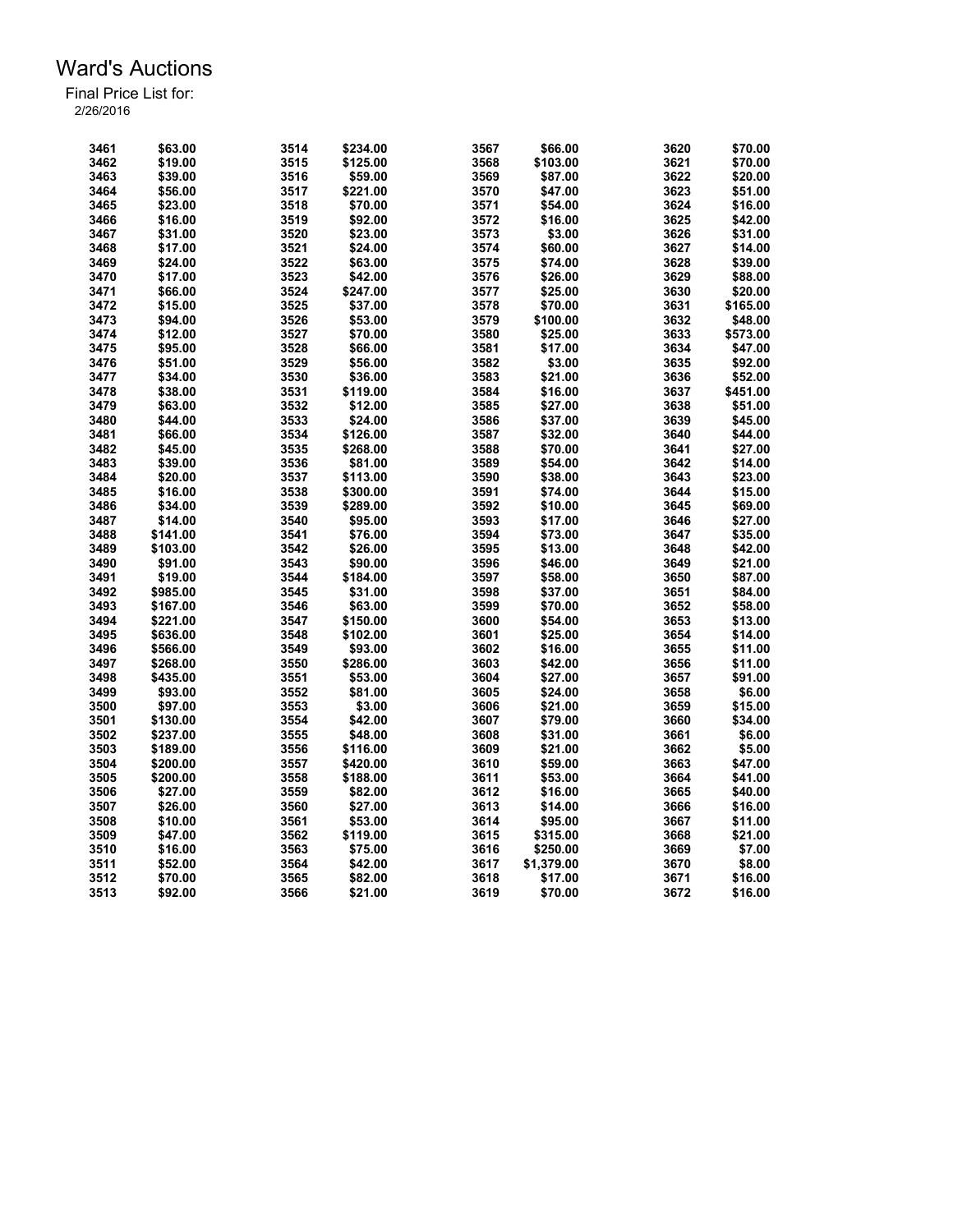# Ward's Auctions

Final Price List for:
2/26/2016

| Lot | Price | Lot | Price | Lot | Price | Lot | Price |
|---|---|---|---|---|---|---|---|
| 3461 | $63.00 | 3514 | $234.00 | 3567 | $66.00 | 3620 | $70.00 |
| 3462 | $19.00 | 3515 | $125.00 | 3568 | $103.00 | 3621 | $70.00 |
| 3463 | $39.00 | 3516 | $59.00 | 3569 | $87.00 | 3622 | $20.00 |
| 3464 | $56.00 | 3517 | $221.00 | 3570 | $47.00 | 3623 | $51.00 |
| 3465 | $23.00 | 3518 | $70.00 | 3571 | $54.00 | 3624 | $16.00 |
| 3466 | $16.00 | 3519 | $92.00 | 3572 | $16.00 | 3625 | $42.00 |
| 3467 | $31.00 | 3520 | $23.00 | 3573 | $3.00 | 3626 | $31.00 |
| 3468 | $17.00 | 3521 | $24.00 | 3574 | $60.00 | 3627 | $14.00 |
| 3469 | $24.00 | 3522 | $63.00 | 3575 | $74.00 | 3628 | $39.00 |
| 3470 | $17.00 | 3523 | $42.00 | 3576 | $26.00 | 3629 | $88.00 |
| 3471 | $66.00 | 3524 | $247.00 | 3577 | $25.00 | 3630 | $20.00 |
| 3472 | $15.00 | 3525 | $37.00 | 3578 | $70.00 | 3631 | $165.00 |
| 3473 | $94.00 | 3526 | $53.00 | 3579 | $100.00 | 3632 | $48.00 |
| 3474 | $12.00 | 3527 | $70.00 | 3580 | $25.00 | 3633 | $573.00 |
| 3475 | $95.00 | 3528 | $66.00 | 3581 | $17.00 | 3634 | $47.00 |
| 3476 | $51.00 | 3529 | $56.00 | 3582 | $3.00 | 3635 | $92.00 |
| 3477 | $34.00 | 3530 | $36.00 | 3583 | $21.00 | 3636 | $52.00 |
| 3478 | $38.00 | 3531 | $119.00 | 3584 | $16.00 | 3637 | $451.00 |
| 3479 | $63.00 | 3532 | $12.00 | 3585 | $27.00 | 3638 | $51.00 |
| 3480 | $44.00 | 3533 | $24.00 | 3586 | $37.00 | 3639 | $45.00 |
| 3481 | $66.00 | 3534 | $126.00 | 3587 | $32.00 | 3640 | $44.00 |
| 3482 | $45.00 | 3535 | $268.00 | 3588 | $70.00 | 3641 | $27.00 |
| 3483 | $39.00 | 3536 | $81.00 | 3589 | $54.00 | 3642 | $14.00 |
| 3484 | $20.00 | 3537 | $113.00 | 3590 | $38.00 | 3643 | $23.00 |
| 3485 | $16.00 | 3538 | $300.00 | 3591 | $74.00 | 3644 | $15.00 |
| 3486 | $34.00 | 3539 | $289.00 | 3592 | $10.00 | 3645 | $69.00 |
| 3487 | $14.00 | 3540 | $95.00 | 3593 | $17.00 | 3646 | $27.00 |
| 3488 | $141.00 | 3541 | $76.00 | 3594 | $73.00 | 3647 | $35.00 |
| 3489 | $103.00 | 3542 | $26.00 | 3595 | $13.00 | 3648 | $42.00 |
| 3490 | $91.00 | 3543 | $90.00 | 3596 | $46.00 | 3649 | $21.00 |
| 3491 | $19.00 | 3544 | $184.00 | 3597 | $58.00 | 3650 | $87.00 |
| 3492 | $985.00 | 3545 | $31.00 | 3598 | $37.00 | 3651 | $84.00 |
| 3493 | $167.00 | 3546 | $63.00 | 3599 | $70.00 | 3652 | $58.00 |
| 3494 | $221.00 | 3547 | $150.00 | 3600 | $54.00 | 3653 | $13.00 |
| 3495 | $636.00 | 3548 | $102.00 | 3601 | $25.00 | 3654 | $14.00 |
| 3496 | $566.00 | 3549 | $93.00 | 3602 | $16.00 | 3655 | $11.00 |
| 3497 | $268.00 | 3550 | $286.00 | 3603 | $42.00 | 3656 | $11.00 |
| 3498 | $435.00 | 3551 | $53.00 | 3604 | $27.00 | 3657 | $91.00 |
| 3499 | $93.00 | 3552 | $81.00 | 3605 | $24.00 | 3658 | $6.00 |
| 3500 | $97.00 | 3553 | $3.00 | 3606 | $21.00 | 3659 | $15.00 |
| 3501 | $130.00 | 3554 | $42.00 | 3607 | $79.00 | 3660 | $34.00 |
| 3502 | $237.00 | 3555 | $48.00 | 3608 | $31.00 | 3661 | $6.00 |
| 3503 | $189.00 | 3556 | $116.00 | 3609 | $21.00 | 3662 | $5.00 |
| 3504 | $200.00 | 3557 | $420.00 | 3610 | $59.00 | 3663 | $47.00 |
| 3505 | $200.00 | 3558 | $188.00 | 3611 | $53.00 | 3664 | $41.00 |
| 3506 | $27.00 | 3559 | $82.00 | 3612 | $16.00 | 3665 | $40.00 |
| 3507 | $26.00 | 3560 | $27.00 | 3613 | $14.00 | 3666 | $16.00 |
| 3508 | $10.00 | 3561 | $53.00 | 3614 | $95.00 | 3667 | $11.00 |
| 3509 | $47.00 | 3562 | $119.00 | 3615 | $315.00 | 3668 | $21.00 |
| 3510 | $16.00 | 3563 | $75.00 | 3616 | $250.00 | 3669 | $7.00 |
| 3511 | $52.00 | 3564 | $42.00 | 3617 | $1,379.00 | 3670 | $8.00 |
| 3512 | $70.00 | 3565 | $82.00 | 3618 | $17.00 | 3671 | $16.00 |
| 3513 | $92.00 | 3566 | $21.00 | 3619 | $70.00 | 3672 | $16.00 |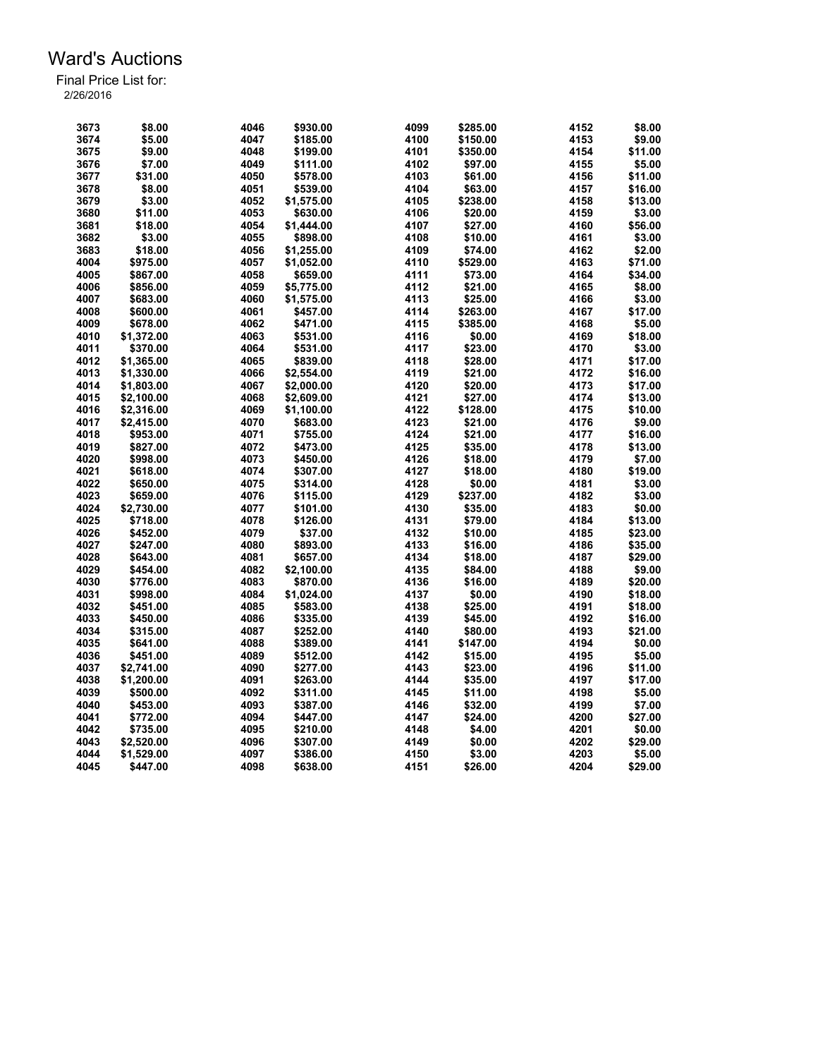# Ward's Auctions

Final Price List for:
2/26/2016

| Lot | Price | Lot | Price | Lot | Price | Lot | Price |
|---|---|---|---|---|---|---|---|
| 3673 | $8.00 | 4046 | $930.00 | 4099 | $285.00 | 4152 | $8.00 |
| 3674 | $5.00 | 4047 | $185.00 | 4100 | $150.00 | 4153 | $9.00 |
| 3675 | $9.00 | 4048 | $199.00 | 4101 | $350.00 | 4154 | $11.00 |
| 3676 | $7.00 | 4049 | $111.00 | 4102 | $97.00 | 4155 | $5.00 |
| 3677 | $31.00 | 4050 | $578.00 | 4103 | $61.00 | 4156 | $11.00 |
| 3678 | $8.00 | 4051 | $539.00 | 4104 | $63.00 | 4157 | $16.00 |
| 3679 | $3.00 | 4052 | $1,575.00 | 4105 | $238.00 | 4158 | $13.00 |
| 3680 | $11.00 | 4053 | $630.00 | 4106 | $20.00 | 4159 | $3.00 |
| 3681 | $18.00 | 4054 | $1,444.00 | 4107 | $27.00 | 4160 | $56.00 |
| 3682 | $3.00 | 4055 | $898.00 | 4108 | $10.00 | 4161 | $3.00 |
| 3683 | $18.00 | 4056 | $1,255.00 | 4109 | $74.00 | 4162 | $2.00 |
| 4004 | $975.00 | 4057 | $1,052.00 | 4110 | $529.00 | 4163 | $71.00 |
| 4005 | $867.00 | 4058 | $659.00 | 4111 | $73.00 | 4164 | $34.00 |
| 4006 | $856.00 | 4059 | $5,775.00 | 4112 | $21.00 | 4165 | $8.00 |
| 4007 | $683.00 | 4060 | $1,575.00 | 4113 | $25.00 | 4166 | $3.00 |
| 4008 | $600.00 | 4061 | $457.00 | 4114 | $263.00 | 4167 | $17.00 |
| 4009 | $678.00 | 4062 | $471.00 | 4115 | $385.00 | 4168 | $5.00 |
| 4010 | $1,372.00 | 4063 | $531.00 | 4116 | $0.00 | 4169 | $18.00 |
| 4011 | $370.00 | 4064 | $531.00 | 4117 | $23.00 | 4170 | $3.00 |
| 4012 | $1,365.00 | 4065 | $839.00 | 4118 | $28.00 | 4171 | $17.00 |
| 4013 | $1,330.00 | 4066 | $2,554.00 | 4119 | $21.00 | 4172 | $16.00 |
| 4014 | $1,803.00 | 4067 | $2,000.00 | 4120 | $20.00 | 4173 | $17.00 |
| 4015 | $2,100.00 | 4068 | $2,609.00 | 4121 | $27.00 | 4174 | $13.00 |
| 4016 | $2,316.00 | 4069 | $1,100.00 | 4122 | $128.00 | 4175 | $10.00 |
| 4017 | $2,415.00 | 4070 | $683.00 | 4123 | $21.00 | 4176 | $9.00 |
| 4018 | $953.00 | 4071 | $755.00 | 4124 | $21.00 | 4177 | $16.00 |
| 4019 | $827.00 | 4072 | $473.00 | 4125 | $35.00 | 4178 | $13.00 |
| 4020 | $998.00 | 4073 | $450.00 | 4126 | $18.00 | 4179 | $7.00 |
| 4021 | $618.00 | 4074 | $307.00 | 4127 | $18.00 | 4180 | $19.00 |
| 4022 | $650.00 | 4075 | $314.00 | 4128 | $0.00 | 4181 | $3.00 |
| 4023 | $659.00 | 4076 | $115.00 | 4129 | $237.00 | 4182 | $3.00 |
| 4024 | $2,730.00 | 4077 | $101.00 | 4130 | $35.00 | 4183 | $0.00 |
| 4025 | $718.00 | 4078 | $126.00 | 4131 | $79.00 | 4184 | $13.00 |
| 4026 | $452.00 | 4079 | $37.00 | 4132 | $10.00 | 4185 | $23.00 |
| 4027 | $247.00 | 4080 | $893.00 | 4133 | $16.00 | 4186 | $35.00 |
| 4028 | $643.00 | 4081 | $657.00 | 4134 | $18.00 | 4187 | $29.00 |
| 4029 | $454.00 | 4082 | $2,100.00 | 4135 | $84.00 | 4188 | $9.00 |
| 4030 | $776.00 | 4083 | $870.00 | 4136 | $16.00 | 4189 | $20.00 |
| 4031 | $998.00 | 4084 | $1,024.00 | 4137 | $0.00 | 4190 | $18.00 |
| 4032 | $451.00 | 4085 | $583.00 | 4138 | $25.00 | 4191 | $18.00 |
| 4033 | $450.00 | 4086 | $335.00 | 4139 | $45.00 | 4192 | $16.00 |
| 4034 | $315.00 | 4087 | $252.00 | 4140 | $80.00 | 4193 | $21.00 |
| 4035 | $641.00 | 4088 | $389.00 | 4141 | $147.00 | 4194 | $0.00 |
| 4036 | $451.00 | 4089 | $512.00 | 4142 | $15.00 | 4195 | $5.00 |
| 4037 | $2,741.00 | 4090 | $277.00 | 4143 | $23.00 | 4196 | $11.00 |
| 4038 | $1,200.00 | 4091 | $263.00 | 4144 | $35.00 | 4197 | $17.00 |
| 4039 | $500.00 | 4092 | $311.00 | 4145 | $11.00 | 4198 | $5.00 |
| 4040 | $453.00 | 4093 | $387.00 | 4146 | $32.00 | 4199 | $7.00 |
| 4041 | $772.00 | 4094 | $447.00 | 4147 | $24.00 | 4200 | $27.00 |
| 4042 | $735.00 | 4095 | $210.00 | 4148 | $4.00 | 4201 | $0.00 |
| 4043 | $2,520.00 | 4096 | $307.00 | 4149 | $0.00 | 4202 | $29.00 |
| 4044 | $1,529.00 | 4097 | $386.00 | 4150 | $3.00 | 4203 | $5.00 |
| 4045 | $447.00 | 4098 | $638.00 | 4151 | $26.00 | 4204 | $29.00 |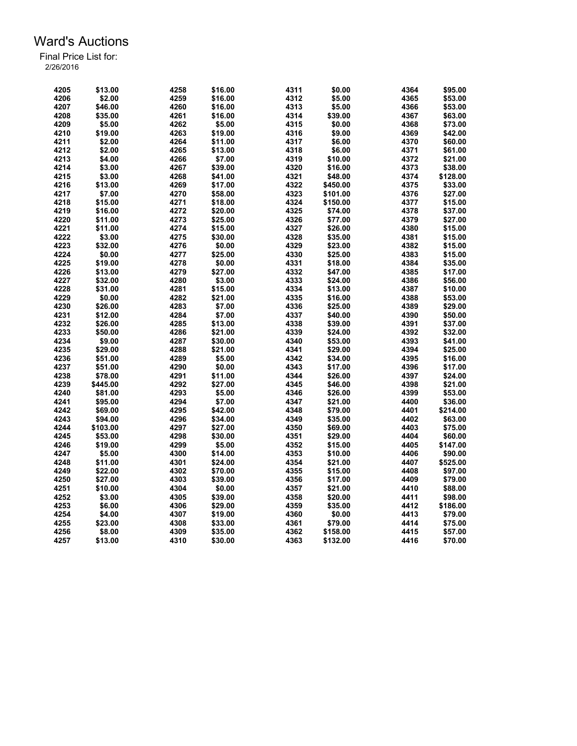# Ward's Auctions

Final Price List for:
2/26/2016

| Lot | Price | Lot | Price | Lot | Price | Lot | Price |
|---|---|---|---|---|---|---|---|
| 4205 | $13.00 | 4258 | $16.00 | 4311 | $0.00 | 4364 | $95.00 |
| 4206 | $2.00 | 4259 | $16.00 | 4312 | $5.00 | 4365 | $53.00 |
| 4207 | $46.00 | 4260 | $16.00 | 4313 | $5.00 | 4366 | $53.00 |
| 4208 | $35.00 | 4261 | $16.00 | 4314 | $39.00 | 4367 | $63.00 |
| 4209 | $5.00 | 4262 | $5.00 | 4315 | $0.00 | 4368 | $73.00 |
| 4210 | $19.00 | 4263 | $19.00 | 4316 | $9.00 | 4369 | $42.00 |
| 4211 | $2.00 | 4264 | $11.00 | 4317 | $6.00 | 4370 | $60.00 |
| 4212 | $2.00 | 4265 | $13.00 | 4318 | $6.00 | 4371 | $61.00 |
| 4213 | $4.00 | 4266 | $7.00 | 4319 | $10.00 | 4372 | $21.00 |
| 4214 | $3.00 | 4267 | $39.00 | 4320 | $16.00 | 4373 | $38.00 |
| 4215 | $3.00 | 4268 | $41.00 | 4321 | $48.00 | 4374 | $128.00 |
| 4216 | $13.00 | 4269 | $17.00 | 4322 | $450.00 | 4375 | $33.00 |
| 4217 | $7.00 | 4270 | $58.00 | 4323 | $101.00 | 4376 | $27.00 |
| 4218 | $15.00 | 4271 | $18.00 | 4324 | $150.00 | 4377 | $15.00 |
| 4219 | $16.00 | 4272 | $20.00 | 4325 | $74.00 | 4378 | $37.00 |
| 4220 | $11.00 | 4273 | $25.00 | 4326 | $77.00 | 4379 | $27.00 |
| 4221 | $11.00 | 4274 | $15.00 | 4327 | $26.00 | 4380 | $15.00 |
| 4222 | $3.00 | 4275 | $30.00 | 4328 | $35.00 | 4381 | $15.00 |
| 4223 | $32.00 | 4276 | $0.00 | 4329 | $23.00 | 4382 | $15.00 |
| 4224 | $0.00 | 4277 | $25.00 | 4330 | $25.00 | 4383 | $15.00 |
| 4225 | $19.00 | 4278 | $0.00 | 4331 | $18.00 | 4384 | $35.00 |
| 4226 | $13.00 | 4279 | $27.00 | 4332 | $47.00 | 4385 | $17.00 |
| 4227 | $32.00 | 4280 | $3.00 | 4333 | $24.00 | 4386 | $56.00 |
| 4228 | $31.00 | 4281 | $15.00 | 4334 | $13.00 | 4387 | $10.00 |
| 4229 | $0.00 | 4282 | $21.00 | 4335 | $16.00 | 4388 | $53.00 |
| 4230 | $26.00 | 4283 | $7.00 | 4336 | $25.00 | 4389 | $29.00 |
| 4231 | $12.00 | 4284 | $7.00 | 4337 | $40.00 | 4390 | $50.00 |
| 4232 | $26.00 | 4285 | $13.00 | 4338 | $39.00 | 4391 | $37.00 |
| 4233 | $50.00 | 4286 | $21.00 | 4339 | $24.00 | 4392 | $32.00 |
| 4234 | $9.00 | 4287 | $30.00 | 4340 | $53.00 | 4393 | $41.00 |
| 4235 | $29.00 | 4288 | $21.00 | 4341 | $29.00 | 4394 | $25.00 |
| 4236 | $51.00 | 4289 | $5.00 | 4342 | $34.00 | 4395 | $16.00 |
| 4237 | $51.00 | 4290 | $0.00 | 4343 | $17.00 | 4396 | $17.00 |
| 4238 | $78.00 | 4291 | $11.00 | 4344 | $26.00 | 4397 | $24.00 |
| 4239 | $445.00 | 4292 | $27.00 | 4345 | $46.00 | 4398 | $21.00 |
| 4240 | $81.00 | 4293 | $5.00 | 4346 | $26.00 | 4399 | $53.00 |
| 4241 | $95.00 | 4294 | $7.00 | 4347 | $21.00 | 4400 | $36.00 |
| 4242 | $69.00 | 4295 | $42.00 | 4348 | $79.00 | 4401 | $214.00 |
| 4243 | $94.00 | 4296 | $34.00 | 4349 | $35.00 | 4402 | $63.00 |
| 4244 | $103.00 | 4297 | $27.00 | 4350 | $69.00 | 4403 | $75.00 |
| 4245 | $53.00 | 4298 | $30.00 | 4351 | $29.00 | 4404 | $60.00 |
| 4246 | $19.00 | 4299 | $5.00 | 4352 | $15.00 | 4405 | $147.00 |
| 4247 | $5.00 | 4300 | $14.00 | 4353 | $10.00 | 4406 | $90.00 |
| 4248 | $11.00 | 4301 | $24.00 | 4354 | $21.00 | 4407 | $525.00 |
| 4249 | $22.00 | 4302 | $70.00 | 4355 | $15.00 | 4408 | $97.00 |
| 4250 | $27.00 | 4303 | $39.00 | 4356 | $17.00 | 4409 | $79.00 |
| 4251 | $10.00 | 4304 | $0.00 | 4357 | $21.00 | 4410 | $88.00 |
| 4252 | $3.00 | 4305 | $39.00 | 4358 | $20.00 | 4411 | $98.00 |
| 4253 | $6.00 | 4306 | $29.00 | 4359 | $35.00 | 4412 | $186.00 |
| 4254 | $4.00 | 4307 | $19.00 | 4360 | $0.00 | 4413 | $79.00 |
| 4255 | $23.00 | 4308 | $33.00 | 4361 | $79.00 | 4414 | $75.00 |
| 4256 | $8.00 | 4309 | $35.00 | 4362 | $158.00 | 4415 | $57.00 |
| 4257 | $13.00 | 4310 | $30.00 | 4363 | $132.00 | 4416 | $70.00 |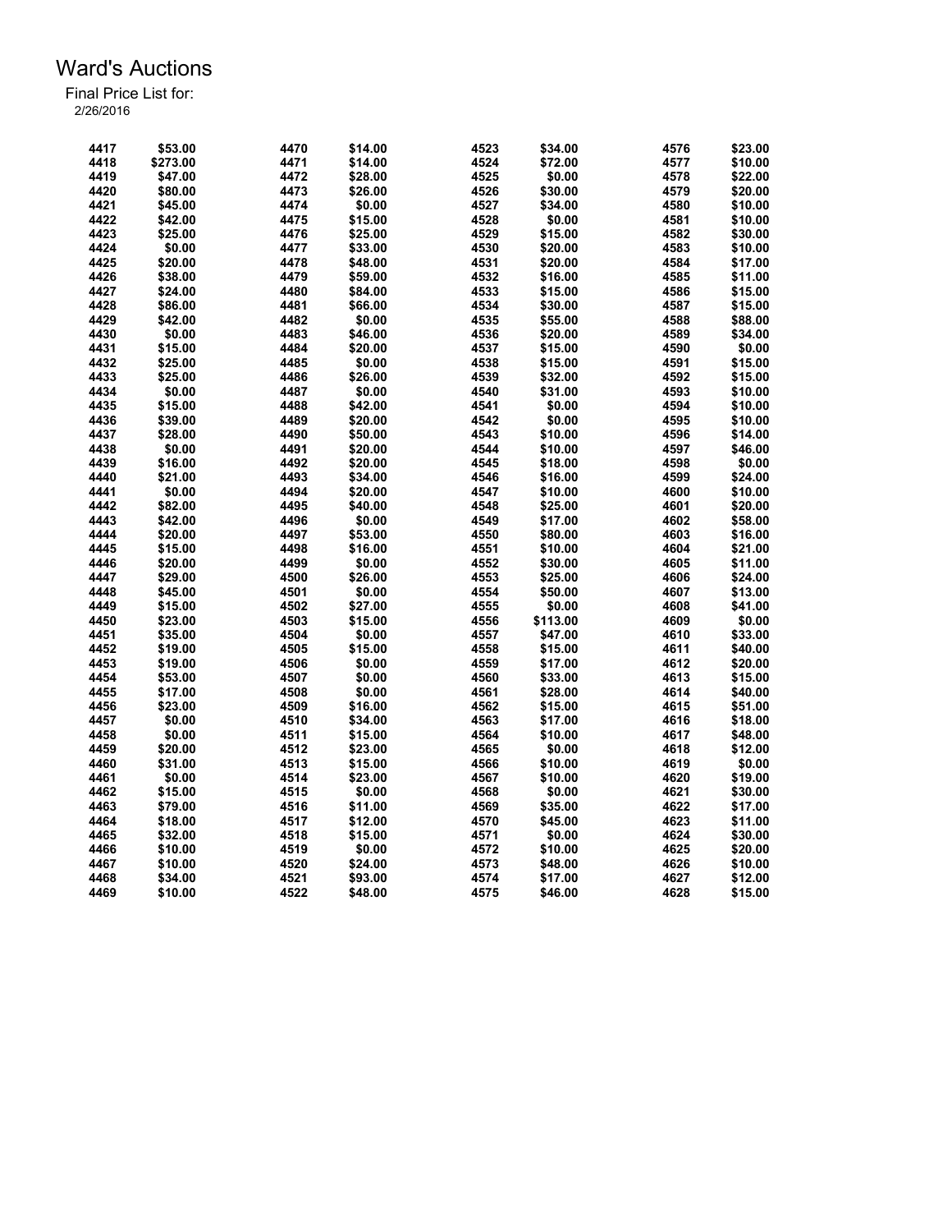# Ward's Auctions

Final Price List for:
2/26/2016

| Lot | Price | Lot | Price | Lot | Price | Lot | Price |
|---|---|---|---|---|---|---|---|
| 4417 | $53.00 | 4470 | $14.00 | 4523 | $34.00 | 4576 | $23.00 |
| 4418 | $273.00 | 4471 | $14.00 | 4524 | $72.00 | 4577 | $10.00 |
| 4419 | $47.00 | 4472 | $28.00 | 4525 | $0.00 | 4578 | $22.00 |
| 4420 | $80.00 | 4473 | $26.00 | 4526 | $30.00 | 4579 | $20.00 |
| 4421 | $45.00 | 4474 | $0.00 | 4527 | $34.00 | 4580 | $10.00 |
| 4422 | $42.00 | 4475 | $15.00 | 4528 | $0.00 | 4581 | $10.00 |
| 4423 | $25.00 | 4476 | $25.00 | 4529 | $15.00 | 4582 | $30.00 |
| 4424 | $0.00 | 4477 | $33.00 | 4530 | $20.00 | 4583 | $10.00 |
| 4425 | $20.00 | 4478 | $48.00 | 4531 | $20.00 | 4584 | $17.00 |
| 4426 | $38.00 | 4479 | $59.00 | 4532 | $16.00 | 4585 | $11.00 |
| 4427 | $24.00 | 4480 | $84.00 | 4533 | $15.00 | 4586 | $15.00 |
| 4428 | $86.00 | 4481 | $66.00 | 4534 | $30.00 | 4587 | $15.00 |
| 4429 | $42.00 | 4482 | $0.00 | 4535 | $55.00 | 4588 | $88.00 |
| 4430 | $0.00 | 4483 | $46.00 | 4536 | $20.00 | 4589 | $34.00 |
| 4431 | $15.00 | 4484 | $20.00 | 4537 | $15.00 | 4590 | $0.00 |
| 4432 | $25.00 | 4485 | $0.00 | 4538 | $15.00 | 4591 | $15.00 |
| 4433 | $25.00 | 4486 | $26.00 | 4539 | $32.00 | 4592 | $15.00 |
| 4434 | $0.00 | 4487 | $0.00 | 4540 | $31.00 | 4593 | $10.00 |
| 4435 | $15.00 | 4488 | $42.00 | 4541 | $0.00 | 4594 | $10.00 |
| 4436 | $39.00 | 4489 | $20.00 | 4542 | $0.00 | 4595 | $10.00 |
| 4437 | $28.00 | 4490 | $50.00 | 4543 | $10.00 | 4596 | $14.00 |
| 4438 | $0.00 | 4491 | $20.00 | 4544 | $10.00 | 4597 | $46.00 |
| 4439 | $16.00 | 4492 | $20.00 | 4545 | $18.00 | 4598 | $0.00 |
| 4440 | $21.00 | 4493 | $34.00 | 4546 | $16.00 | 4599 | $24.00 |
| 4441 | $0.00 | 4494 | $20.00 | 4547 | $10.00 | 4600 | $10.00 |
| 4442 | $82.00 | 4495 | $40.00 | 4548 | $25.00 | 4601 | $20.00 |
| 4443 | $42.00 | 4496 | $0.00 | 4549 | $17.00 | 4602 | $58.00 |
| 4444 | $20.00 | 4497 | $53.00 | 4550 | $80.00 | 4603 | $16.00 |
| 4445 | $15.00 | 4498 | $16.00 | 4551 | $10.00 | 4604 | $21.00 |
| 4446 | $20.00 | 4499 | $0.00 | 4552 | $30.00 | 4605 | $11.00 |
| 4447 | $29.00 | 4500 | $26.00 | 4553 | $25.00 | 4606 | $24.00 |
| 4448 | $45.00 | 4501 | $0.00 | 4554 | $50.00 | 4607 | $13.00 |
| 4449 | $15.00 | 4502 | $27.00 | 4555 | $0.00 | 4608 | $41.00 |
| 4450 | $23.00 | 4503 | $15.00 | 4556 | $113.00 | 4609 | $0.00 |
| 4451 | $35.00 | 4504 | $0.00 | 4557 | $47.00 | 4610 | $33.00 |
| 4452 | $19.00 | 4505 | $15.00 | 4558 | $15.00 | 4611 | $40.00 |
| 4453 | $19.00 | 4506 | $0.00 | 4559 | $17.00 | 4612 | $20.00 |
| 4454 | $53.00 | 4507 | $0.00 | 4560 | $33.00 | 4613 | $15.00 |
| 4455 | $17.00 | 4508 | $0.00 | 4561 | $28.00 | 4614 | $40.00 |
| 4456 | $23.00 | 4509 | $16.00 | 4562 | $15.00 | 4615 | $51.00 |
| 4457 | $0.00 | 4510 | $34.00 | 4563 | $17.00 | 4616 | $18.00 |
| 4458 | $0.00 | 4511 | $15.00 | 4564 | $10.00 | 4617 | $48.00 |
| 4459 | $20.00 | 4512 | $23.00 | 4565 | $0.00 | 4618 | $12.00 |
| 4460 | $31.00 | 4513 | $15.00 | 4566 | $10.00 | 4619 | $0.00 |
| 4461 | $0.00 | 4514 | $23.00 | 4567 | $10.00 | 4620 | $19.00 |
| 4462 | $15.00 | 4515 | $0.00 | 4568 | $0.00 | 4621 | $30.00 |
| 4463 | $79.00 | 4516 | $11.00 | 4569 | $35.00 | 4622 | $17.00 |
| 4464 | $18.00 | 4517 | $12.00 | 4570 | $45.00 | 4623 | $11.00 |
| 4465 | $32.00 | 4518 | $15.00 | 4571 | $0.00 | 4624 | $30.00 |
| 4466 | $10.00 | 4519 | $0.00 | 4572 | $10.00 | 4625 | $20.00 |
| 4467 | $10.00 | 4520 | $24.00 | 4573 | $48.00 | 4626 | $10.00 |
| 4468 | $34.00 | 4521 | $93.00 | 4574 | $17.00 | 4627 | $12.00 |
| 4469 | $10.00 | 4522 | $48.00 | 4575 | $46.00 | 4628 | $15.00 |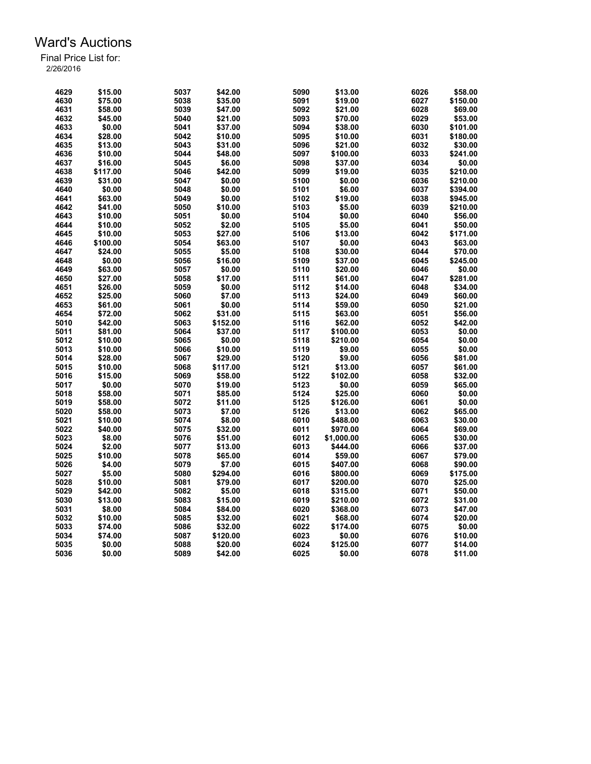# Ward's Auctions

Final Price List for:
2/26/2016

| Lot | Price | Lot | Price | Lot | Price | Lot | Price |
|---|---|---|---|---|---|---|---|
| 4629 | $15.00 | 5037 | $42.00 | 5090 | $13.00 | 6026 | $58.00 |
| 4630 | $75.00 | 5038 | $35.00 | 5091 | $19.00 | 6027 | $150.00 |
| 4631 | $58.00 | 5039 | $47.00 | 5092 | $21.00 | 6028 | $69.00 |
| 4632 | $45.00 | 5040 | $21.00 | 5093 | $70.00 | 6029 | $53.00 |
| 4633 | $0.00 | 5041 | $37.00 | 5094 | $38.00 | 6030 | $101.00 |
| 4634 | $28.00 | 5042 | $10.00 | 5095 | $10.00 | 6031 | $180.00 |
| 4635 | $13.00 | 5043 | $31.00 | 5096 | $21.00 | 6032 | $30.00 |
| 4636 | $10.00 | 5044 | $48.00 | 5097 | $100.00 | 6033 | $241.00 |
| 4637 | $16.00 | 5045 | $6.00 | 5098 | $37.00 | 6034 | $0.00 |
| 4638 | $117.00 | 5046 | $42.00 | 5099 | $19.00 | 6035 | $210.00 |
| 4639 | $31.00 | 5047 | $0.00 | 5100 | $0.00 | 6036 | $210.00 |
| 4640 | $0.00 | 5048 | $0.00 | 5101 | $6.00 | 6037 | $394.00 |
| 4641 | $63.00 | 5049 | $0.00 | 5102 | $19.00 | 6038 | $945.00 |
| 4642 | $41.00 | 5050 | $10.00 | 5103 | $5.00 | 6039 | $210.00 |
| 4643 | $10.00 | 5051 | $0.00 | 5104 | $0.00 | 6040 | $56.00 |
| 4644 | $10.00 | 5052 | $2.00 | 5105 | $5.00 | 6041 | $50.00 |
| 4645 | $10.00 | 5053 | $27.00 | 5106 | $13.00 | 6042 | $171.00 |
| 4646 | $100.00 | 5054 | $63.00 | 5107 | $0.00 | 6043 | $63.00 |
| 4647 | $24.00 | 5055 | $5.00 | 5108 | $30.00 | 6044 | $70.00 |
| 4648 | $0.00 | 5056 | $16.00 | 5109 | $37.00 | 6045 | $245.00 |
| 4649 | $63.00 | 5057 | $0.00 | 5110 | $20.00 | 6046 | $0.00 |
| 4650 | $27.00 | 5058 | $17.00 | 5111 | $61.00 | 6047 | $281.00 |
| 4651 | $26.00 | 5059 | $0.00 | 5112 | $14.00 | 6048 | $34.00 |
| 4652 | $25.00 | 5060 | $7.00 | 5113 | $24.00 | 6049 | $60.00 |
| 4653 | $61.00 | 5061 | $0.00 | 5114 | $59.00 | 6050 | $21.00 |
| 4654 | $72.00 | 5062 | $31.00 | 5115 | $63.00 | 6051 | $56.00 |
| 5010 | $42.00 | 5063 | $152.00 | 5116 | $62.00 | 6052 | $42.00 |
| 5011 | $81.00 | 5064 | $37.00 | 5117 | $100.00 | 6053 | $0.00 |
| 5012 | $10.00 | 5065 | $0.00 | 5118 | $210.00 | 6054 | $0.00 |
| 5013 | $10.00 | 5066 | $10.00 | 5119 | $9.00 | 6055 | $0.00 |
| 5014 | $28.00 | 5067 | $29.00 | 5120 | $9.00 | 6056 | $81.00 |
| 5015 | $10.00 | 5068 | $117.00 | 5121 | $13.00 | 6057 | $61.00 |
| 5016 | $15.00 | 5069 | $58.00 | 5122 | $102.00 | 6058 | $32.00 |
| 5017 | $0.00 | 5070 | $19.00 | 5123 | $0.00 | 6059 | $65.00 |
| 5018 | $58.00 | 5071 | $85.00 | 5124 | $25.00 | 6060 | $0.00 |
| 5019 | $58.00 | 5072 | $11.00 | 5125 | $126.00 | 6061 | $0.00 |
| 5020 | $58.00 | 5073 | $7.00 | 5126 | $13.00 | 6062 | $65.00 |
| 5021 | $10.00 | 5074 | $8.00 | 6010 | $488.00 | 6063 | $30.00 |
| 5022 | $40.00 | 5075 | $32.00 | 6011 | $970.00 | 6064 | $69.00 |
| 5023 | $8.00 | 5076 | $51.00 | 6012 | $1,000.00 | 6065 | $30.00 |
| 5024 | $2.00 | 5077 | $13.00 | 6013 | $444.00 | 6066 | $37.00 |
| 5025 | $10.00 | 5078 | $65.00 | 6014 | $59.00 | 6067 | $79.00 |
| 5026 | $4.00 | 5079 | $7.00 | 6015 | $407.00 | 6068 | $90.00 |
| 5027 | $5.00 | 5080 | $294.00 | 6016 | $800.00 | 6069 | $175.00 |
| 5028 | $10.00 | 5081 | $79.00 | 6017 | $200.00 | 6070 | $25.00 |
| 5029 | $42.00 | 5082 | $5.00 | 6018 | $315.00 | 6071 | $50.00 |
| 5030 | $13.00 | 5083 | $15.00 | 6019 | $210.00 | 6072 | $31.00 |
| 5031 | $8.00 | 5084 | $84.00 | 6020 | $368.00 | 6073 | $47.00 |
| 5032 | $10.00 | 5085 | $32.00 | 6021 | $68.00 | 6074 | $20.00 |
| 5033 | $74.00 | 5086 | $32.00 | 6022 | $174.00 | 6075 | $0.00 |
| 5034 | $74.00 | 5087 | $120.00 | 6023 | $0.00 | 6076 | $10.00 |
| 5035 | $0.00 | 5088 | $20.00 | 6024 | $125.00 | 6077 | $14.00 |
| 5036 | $0.00 | 5089 | $42.00 | 6025 | $0.00 | 6078 | $11.00 |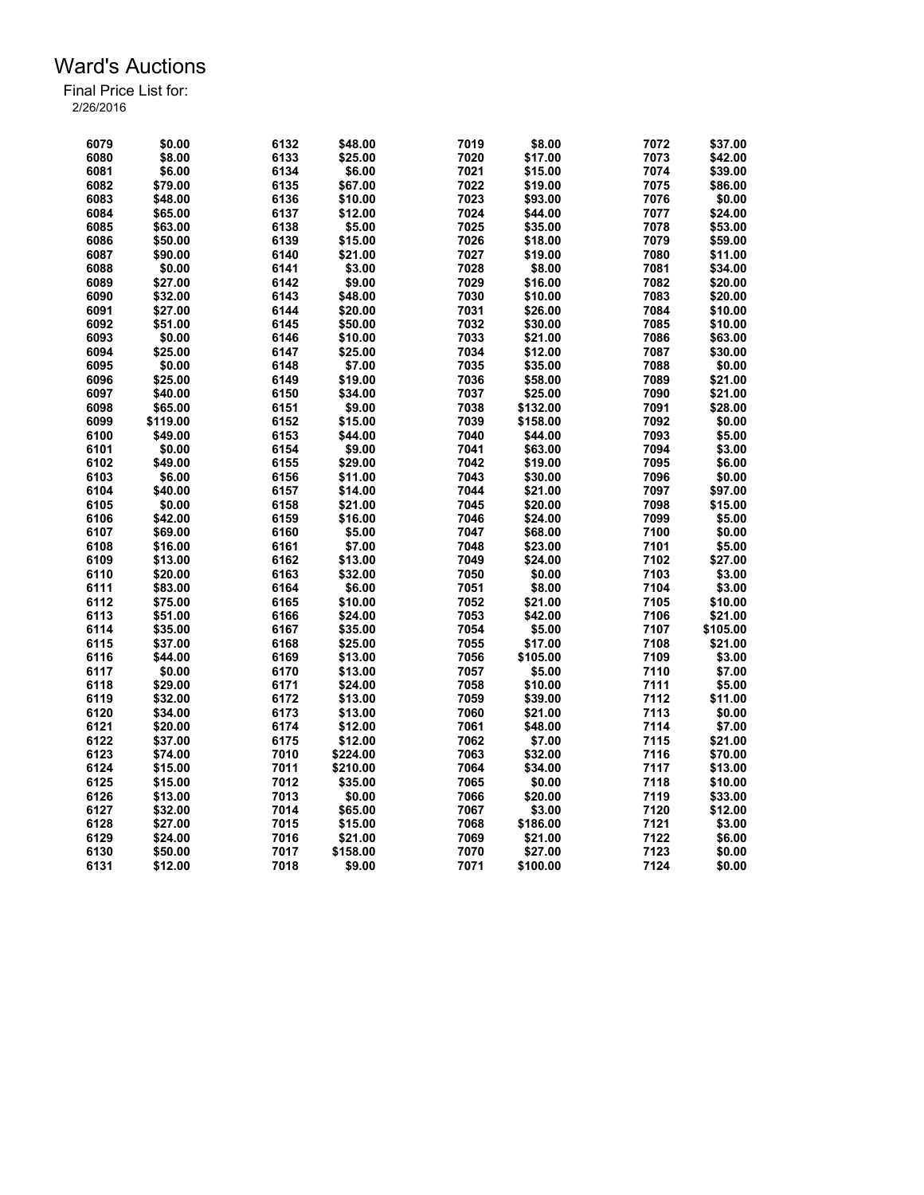# Ward's Auctions

Final Price List for:
2/26/2016

| Lot | Price | Lot | Price | Lot | Price | Lot | Price |
|---|---|---|---|---|---|---|---|
| 6079 | $0.00 | 6132 | $48.00 | 7019 | $8.00 | 7072 | $37.00 |
| 6080 | $8.00 | 6133 | $25.00 | 7020 | $17.00 | 7073 | $42.00 |
| 6081 | $6.00 | 6134 | $6.00 | 7021 | $15.00 | 7074 | $39.00 |
| 6082 | $79.00 | 6135 | $67.00 | 7022 | $19.00 | 7075 | $86.00 |
| 6083 | $48.00 | 6136 | $10.00 | 7023 | $93.00 | 7076 | $0.00 |
| 6084 | $65.00 | 6137 | $12.00 | 7024 | $44.00 | 7077 | $24.00 |
| 6085 | $63.00 | 6138 | $5.00 | 7025 | $35.00 | 7078 | $53.00 |
| 6086 | $50.00 | 6139 | $15.00 | 7026 | $18.00 | 7079 | $59.00 |
| 6087 | $90.00 | 6140 | $21.00 | 7027 | $19.00 | 7080 | $11.00 |
| 6088 | $0.00 | 6141 | $3.00 | 7028 | $8.00 | 7081 | $34.00 |
| 6089 | $27.00 | 6142 | $9.00 | 7029 | $16.00 | 7082 | $20.00 |
| 6090 | $32.00 | 6143 | $48.00 | 7030 | $10.00 | 7083 | $20.00 |
| 6091 | $27.00 | 6144 | $20.00 | 7031 | $26.00 | 7084 | $10.00 |
| 6092 | $51.00 | 6145 | $50.00 | 7032 | $30.00 | 7085 | $10.00 |
| 6093 | $0.00 | 6146 | $10.00 | 7033 | $21.00 | 7086 | $63.00 |
| 6094 | $25.00 | 6147 | $25.00 | 7034 | $12.00 | 7087 | $30.00 |
| 6095 | $0.00 | 6148 | $7.00 | 7035 | $35.00 | 7088 | $0.00 |
| 6096 | $25.00 | 6149 | $19.00 | 7036 | $58.00 | 7089 | $21.00 |
| 6097 | $40.00 | 6150 | $34.00 | 7037 | $25.00 | 7090 | $21.00 |
| 6098 | $65.00 | 6151 | $9.00 | 7038 | $132.00 | 7091 | $28.00 |
| 6099 | $119.00 | 6152 | $15.00 | 7039 | $158.00 | 7092 | $0.00 |
| 6100 | $49.00 | 6153 | $44.00 | 7040 | $44.00 | 7093 | $5.00 |
| 6101 | $0.00 | 6154 | $9.00 | 7041 | $63.00 | 7094 | $3.00 |
| 6102 | $49.00 | 6155 | $29.00 | 7042 | $19.00 | 7095 | $6.00 |
| 6103 | $6.00 | 6156 | $11.00 | 7043 | $30.00 | 7096 | $0.00 |
| 6104 | $40.00 | 6157 | $14.00 | 7044 | $21.00 | 7097 | $97.00 |
| 6105 | $0.00 | 6158 | $21.00 | 7045 | $20.00 | 7098 | $15.00 |
| 6106 | $42.00 | 6159 | $16.00 | 7046 | $24.00 | 7099 | $5.00 |
| 6107 | $69.00 | 6160 | $5.00 | 7047 | $68.00 | 7100 | $0.00 |
| 6108 | $16.00 | 6161 | $7.00 | 7048 | $23.00 | 7101 | $5.00 |
| 6109 | $13.00 | 6162 | $13.00 | 7049 | $24.00 | 7102 | $27.00 |
| 6110 | $20.00 | 6163 | $32.00 | 7050 | $0.00 | 7103 | $3.00 |
| 6111 | $83.00 | 6164 | $6.00 | 7051 | $8.00 | 7104 | $3.00 |
| 6112 | $75.00 | 6165 | $10.00 | 7052 | $21.00 | 7105 | $10.00 |
| 6113 | $51.00 | 6166 | $24.00 | 7053 | $42.00 | 7106 | $21.00 |
| 6114 | $35.00 | 6167 | $35.00 | 7054 | $5.00 | 7107 | $105.00 |
| 6115 | $37.00 | 6168 | $25.00 | 7055 | $17.00 | 7108 | $21.00 |
| 6116 | $44.00 | 6169 | $13.00 | 7056 | $105.00 | 7109 | $3.00 |
| 6117 | $0.00 | 6170 | $13.00 | 7057 | $5.00 | 7110 | $7.00 |
| 6118 | $29.00 | 6171 | $24.00 | 7058 | $10.00 | 7111 | $5.00 |
| 6119 | $32.00 | 6172 | $13.00 | 7059 | $39.00 | 7112 | $11.00 |
| 6120 | $34.00 | 6173 | $13.00 | 7060 | $21.00 | 7113 | $0.00 |
| 6121 | $20.00 | 6174 | $12.00 | 7061 | $48.00 | 7114 | $7.00 |
| 6122 | $37.00 | 6175 | $12.00 | 7062 | $7.00 | 7115 | $21.00 |
| 6123 | $74.00 | 7010 | $224.00 | 7063 | $32.00 | 7116 | $70.00 |
| 6124 | $15.00 | 7011 | $210.00 | 7064 | $34.00 | 7117 | $13.00 |
| 6125 | $15.00 | 7012 | $35.00 | 7065 | $0.00 | 7118 | $10.00 |
| 6126 | $13.00 | 7013 | $0.00 | 7066 | $20.00 | 7119 | $33.00 |
| 6127 | $32.00 | 7014 | $65.00 | 7067 | $3.00 | 7120 | $12.00 |
| 6128 | $27.00 | 7015 | $15.00 | 7068 | $186.00 | 7121 | $3.00 |
| 6129 | $24.00 | 7016 | $21.00 | 7069 | $21.00 | 7122 | $6.00 |
| 6130 | $50.00 | 7017 | $158.00 | 7070 | $27.00 | 7123 | $0.00 |
| 6131 | $12.00 | 7018 | $9.00 | 7071 | $100.00 | 7124 | $0.00 |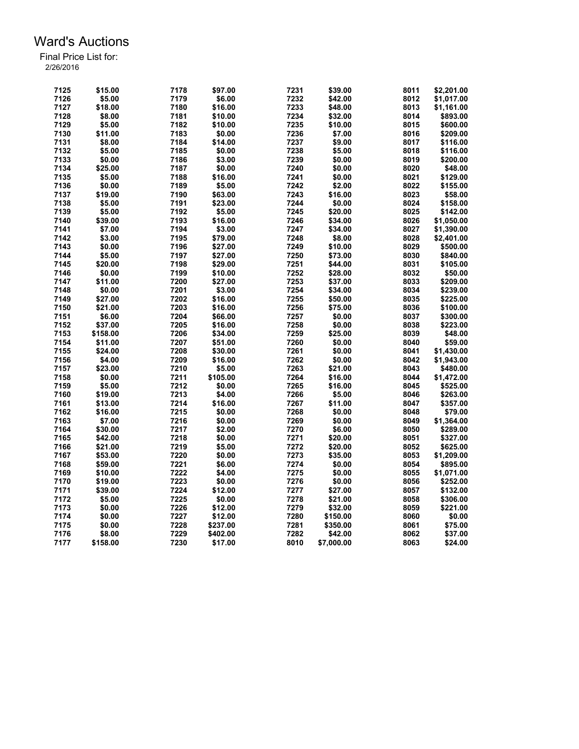# Ward's Auctions

Final Price List for:
2/26/2016

| Lot | Price | Lot | Price | Lot | Price | Lot | Price |
|---|---|---|---|---|---|---|---|
| 7125 | $15.00 | 7178 | $97.00 | 7231 | $39.00 | 8011 | $2,201.00 |
| 7126 | $5.00 | 7179 | $6.00 | 7232 | $42.00 | 8012 | $1,017.00 |
| 7127 | $18.00 | 7180 | $16.00 | 7233 | $48.00 | 8013 | $1,161.00 |
| 7128 | $8.00 | 7181 | $10.00 | 7234 | $32.00 | 8014 | $893.00 |
| 7129 | $5.00 | 7182 | $10.00 | 7235 | $10.00 | 8015 | $600.00 |
| 7130 | $11.00 | 7183 | $0.00 | 7236 | $7.00 | 8016 | $209.00 |
| 7131 | $8.00 | 7184 | $14.00 | 7237 | $9.00 | 8017 | $116.00 |
| 7132 | $5.00 | 7185 | $0.00 | 7238 | $5.00 | 8018 | $116.00 |
| 7133 | $0.00 | 7186 | $3.00 | 7239 | $0.00 | 8019 | $200.00 |
| 7134 | $25.00 | 7187 | $0.00 | 7240 | $0.00 | 8020 | $48.00 |
| 7135 | $5.00 | 7188 | $16.00 | 7241 | $0.00 | 8021 | $129.00 |
| 7136 | $0.00 | 7189 | $5.00 | 7242 | $2.00 | 8022 | $155.00 |
| 7137 | $19.00 | 7190 | $63.00 | 7243 | $16.00 | 8023 | $58.00 |
| 7138 | $5.00 | 7191 | $23.00 | 7244 | $0.00 | 8024 | $158.00 |
| 7139 | $5.00 | 7192 | $5.00 | 7245 | $20.00 | 8025 | $142.00 |
| 7140 | $39.00 | 7193 | $16.00 | 7246 | $34.00 | 8026 | $1,050.00 |
| 7141 | $7.00 | 7194 | $3.00 | 7247 | $34.00 | 8027 | $1,390.00 |
| 7142 | $3.00 | 7195 | $79.00 | 7248 | $8.00 | 8028 | $2,401.00 |
| 7143 | $0.00 | 7196 | $27.00 | 7249 | $10.00 | 8029 | $500.00 |
| 7144 | $5.00 | 7197 | $27.00 | 7250 | $73.00 | 8030 | $840.00 |
| 7145 | $20.00 | 7198 | $29.00 | 7251 | $44.00 | 8031 | $105.00 |
| 7146 | $0.00 | 7199 | $10.00 | 7252 | $28.00 | 8032 | $50.00 |
| 7147 | $11.00 | 7200 | $27.00 | 7253 | $37.00 | 8033 | $209.00 |
| 7148 | $0.00 | 7201 | $3.00 | 7254 | $34.00 | 8034 | $239.00 |
| 7149 | $27.00 | 7202 | $16.00 | 7255 | $50.00 | 8035 | $225.00 |
| 7150 | $21.00 | 7203 | $16.00 | 7256 | $75.00 | 8036 | $100.00 |
| 7151 | $6.00 | 7204 | $66.00 | 7257 | $0.00 | 8037 | $300.00 |
| 7152 | $37.00 | 7205 | $16.00 | 7258 | $0.00 | 8038 | $223.00 |
| 7153 | $158.00 | 7206 | $34.00 | 7259 | $25.00 | 8039 | $48.00 |
| 7154 | $11.00 | 7207 | $51.00 | 7260 | $0.00 | 8040 | $59.00 |
| 7155 | $24.00 | 7208 | $30.00 | 7261 | $0.00 | 8041 | $1,430.00 |
| 7156 | $4.00 | 7209 | $16.00 | 7262 | $0.00 | 8042 | $1,943.00 |
| 7157 | $23.00 | 7210 | $5.00 | 7263 | $21.00 | 8043 | $480.00 |
| 7158 | $0.00 | 7211 | $105.00 | 7264 | $16.00 | 8044 | $1,472.00 |
| 7159 | $5.00 | 7212 | $0.00 | 7265 | $16.00 | 8045 | $525.00 |
| 7160 | $19.00 | 7213 | $4.00 | 7266 | $5.00 | 8046 | $263.00 |
| 7161 | $13.00 | 7214 | $16.00 | 7267 | $11.00 | 8047 | $357.00 |
| 7162 | $16.00 | 7215 | $0.00 | 7268 | $0.00 | 8048 | $79.00 |
| 7163 | $7.00 | 7216 | $0.00 | 7269 | $0.00 | 8049 | $1,364.00 |
| 7164 | $30.00 | 7217 | $2.00 | 7270 | $6.00 | 8050 | $289.00 |
| 7165 | $42.00 | 7218 | $0.00 | 7271 | $20.00 | 8051 | $327.00 |
| 7166 | $21.00 | 7219 | $5.00 | 7272 | $20.00 | 8052 | $625.00 |
| 7167 | $53.00 | 7220 | $0.00 | 7273 | $35.00 | 8053 | $1,209.00 |
| 7168 | $59.00 | 7221 | $6.00 | 7274 | $0.00 | 8054 | $895.00 |
| 7169 | $10.00 | 7222 | $4.00 | 7275 | $0.00 | 8055 | $1,071.00 |
| 7170 | $19.00 | 7223 | $0.00 | 7276 | $0.00 | 8056 | $252.00 |
| 7171 | $39.00 | 7224 | $12.00 | 7277 | $27.00 | 8057 | $132.00 |
| 7172 | $5.00 | 7225 | $0.00 | 7278 | $21.00 | 8058 | $306.00 |
| 7173 | $0.00 | 7226 | $12.00 | 7279 | $32.00 | 8059 | $221.00 |
| 7174 | $0.00 | 7227 | $12.00 | 7280 | $150.00 | 8060 | $0.00 |
| 7175 | $0.00 | 7228 | $237.00 | 7281 | $350.00 | 8061 | $75.00 |
| 7176 | $8.00 | 7229 | $402.00 | 7282 | $42.00 | 8062 | $37.00 |
| 7177 | $158.00 | 7230 | $17.00 | 8010 | $7,000.00 | 8063 | $24.00 |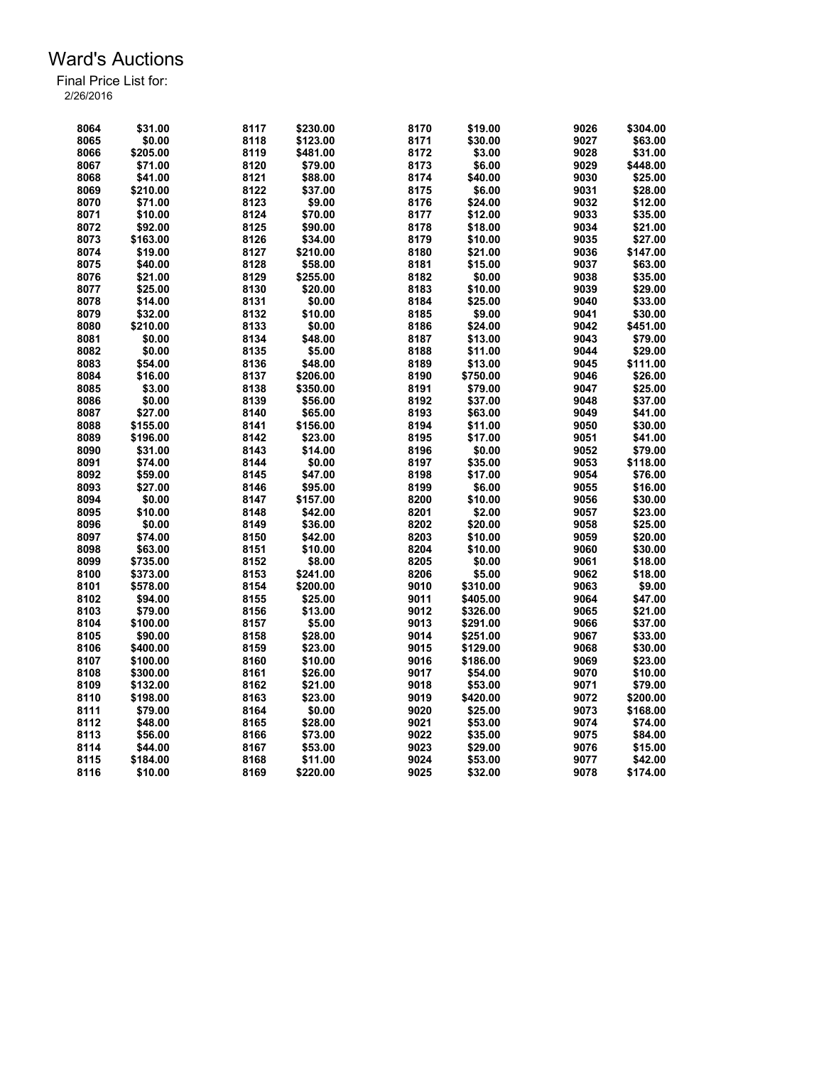# Ward's Auctions

Final Price List for:
2/26/2016

| Lot | Price | Lot | Price | Lot | Price | Lot | Price |
|---|---|---|---|---|---|---|---|
| 8064 | $31.00 | 8117 | $230.00 | 8170 | $19.00 | 9026 | $304.00 |
| 8065 | $0.00 | 8118 | $123.00 | 8171 | $30.00 | 9027 | $63.00 |
| 8066 | $205.00 | 8119 | $481.00 | 8172 | $3.00 | 9028 | $31.00 |
| 8067 | $71.00 | 8120 | $79.00 | 8173 | $6.00 | 9029 | $448.00 |
| 8068 | $41.00 | 8121 | $88.00 | 8174 | $40.00 | 9030 | $25.00 |
| 8069 | $210.00 | 8122 | $37.00 | 8175 | $6.00 | 9031 | $28.00 |
| 8070 | $71.00 | 8123 | $9.00 | 8176 | $24.00 | 9032 | $12.00 |
| 8071 | $10.00 | 8124 | $70.00 | 8177 | $12.00 | 9033 | $35.00 |
| 8072 | $92.00 | 8125 | $90.00 | 8178 | $18.00 | 9034 | $21.00 |
| 8073 | $163.00 | 8126 | $34.00 | 8179 | $10.00 | 9035 | $27.00 |
| 8074 | $19.00 | 8127 | $210.00 | 8180 | $21.00 | 9036 | $147.00 |
| 8075 | $40.00 | 8128 | $58.00 | 8181 | $15.00 | 9037 | $63.00 |
| 8076 | $21.00 | 8129 | $255.00 | 8182 | $0.00 | 9038 | $35.00 |
| 8077 | $25.00 | 8130 | $20.00 | 8183 | $10.00 | 9039 | $29.00 |
| 8078 | $14.00 | 8131 | $0.00 | 8184 | $25.00 | 9040 | $33.00 |
| 8079 | $32.00 | 8132 | $10.00 | 8185 | $9.00 | 9041 | $30.00 |
| 8080 | $210.00 | 8133 | $0.00 | 8186 | $24.00 | 9042 | $451.00 |
| 8081 | $0.00 | 8134 | $48.00 | 8187 | $13.00 | 9043 | $79.00 |
| 8082 | $0.00 | 8135 | $5.00 | 8188 | $11.00 | 9044 | $29.00 |
| 8083 | $54.00 | 8136 | $48.00 | 8189 | $13.00 | 9045 | $111.00 |
| 8084 | $16.00 | 8137 | $206.00 | 8190 | $750.00 | 9046 | $26.00 |
| 8085 | $3.00 | 8138 | $350.00 | 8191 | $79.00 | 9047 | $25.00 |
| 8086 | $0.00 | 8139 | $56.00 | 8192 | $37.00 | 9048 | $37.00 |
| 8087 | $27.00 | 8140 | $65.00 | 8193 | $63.00 | 9049 | $41.00 |
| 8088 | $155.00 | 8141 | $156.00 | 8194 | $11.00 | 9050 | $30.00 |
| 8089 | $196.00 | 8142 | $23.00 | 8195 | $17.00 | 9051 | $41.00 |
| 8090 | $31.00 | 8143 | $14.00 | 8196 | $0.00 | 9052 | $79.00 |
| 8091 | $74.00 | 8144 | $0.00 | 8197 | $35.00 | 9053 | $118.00 |
| 8092 | $59.00 | 8145 | $47.00 | 8198 | $17.00 | 9054 | $76.00 |
| 8093 | $27.00 | 8146 | $95.00 | 8199 | $6.00 | 9055 | $16.00 |
| 8094 | $0.00 | 8147 | $157.00 | 8200 | $10.00 | 9056 | $30.00 |
| 8095 | $10.00 | 8148 | $42.00 | 8201 | $2.00 | 9057 | $23.00 |
| 8096 | $0.00 | 8149 | $36.00 | 8202 | $20.00 | 9058 | $25.00 |
| 8097 | $74.00 | 8150 | $42.00 | 8203 | $10.00 | 9059 | $20.00 |
| 8098 | $63.00 | 8151 | $10.00 | 8204 | $10.00 | 9060 | $30.00 |
| 8099 | $735.00 | 8152 | $8.00 | 8205 | $0.00 | 9061 | $18.00 |
| 8100 | $373.00 | 8153 | $241.00 | 8206 | $5.00 | 9062 | $18.00 |
| 8101 | $578.00 | 8154 | $200.00 | 9010 | $310.00 | 9063 | $9.00 |
| 8102 | $94.00 | 8155 | $25.00 | 9011 | $405.00 | 9064 | $47.00 |
| 8103 | $79.00 | 8156 | $13.00 | 9012 | $326.00 | 9065 | $21.00 |
| 8104 | $100.00 | 8157 | $5.00 | 9013 | $291.00 | 9066 | $37.00 |
| 8105 | $90.00 | 8158 | $28.00 | 9014 | $251.00 | 9067 | $33.00 |
| 8106 | $400.00 | 8159 | $23.00 | 9015 | $129.00 | 9068 | $30.00 |
| 8107 | $100.00 | 8160 | $10.00 | 9016 | $186.00 | 9069 | $23.00 |
| 8108 | $300.00 | 8161 | $26.00 | 9017 | $54.00 | 9070 | $10.00 |
| 8109 | $132.00 | 8162 | $21.00 | 9018 | $53.00 | 9071 | $79.00 |
| 8110 | $198.00 | 8163 | $23.00 | 9019 | $420.00 | 9072 | $200.00 |
| 8111 | $79.00 | 8164 | $0.00 | 9020 | $25.00 | 9073 | $168.00 |
| 8112 | $48.00 | 8165 | $28.00 | 9021 | $53.00 | 9074 | $74.00 |
| 8113 | $56.00 | 8166 | $73.00 | 9022 | $35.00 | 9075 | $84.00 |
| 8114 | $44.00 | 8167 | $53.00 | 9023 | $29.00 | 9076 | $15.00 |
| 8115 | $184.00 | 8168 | $11.00 | 9024 | $53.00 | 9077 | $42.00 |
| 8116 | $10.00 | 8169 | $220.00 | 9025 | $32.00 | 9078 | $174.00 |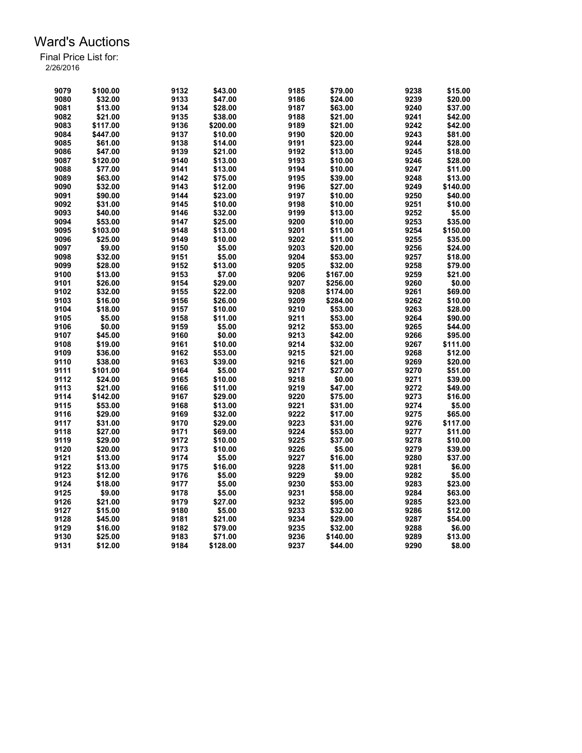# Ward's Auctions

Final Price List for:
2/26/2016

| Lot | Price | Lot | Price | Lot | Price | Lot | Price |
|---|---|---|---|---|---|---|---|
| 9079 | $100.00 | 9132 | $43.00 | 9185 | $79.00 | 9238 | $15.00 |
| 9080 | $32.00 | 9133 | $47.00 | 9186 | $24.00 | 9239 | $20.00 |
| 9081 | $13.00 | 9134 | $28.00 | 9187 | $63.00 | 9240 | $37.00 |
| 9082 | $21.00 | 9135 | $38.00 | 9188 | $21.00 | 9241 | $42.00 |
| 9083 | $117.00 | 9136 | $200.00 | 9189 | $21.00 | 9242 | $42.00 |
| 9084 | $447.00 | 9137 | $10.00 | 9190 | $20.00 | 9243 | $81.00 |
| 9085 | $61.00 | 9138 | $14.00 | 9191 | $23.00 | 9244 | $28.00 |
| 9086 | $47.00 | 9139 | $21.00 | 9192 | $13.00 | 9245 | $18.00 |
| 9087 | $120.00 | 9140 | $13.00 | 9193 | $10.00 | 9246 | $28.00 |
| 9088 | $77.00 | 9141 | $13.00 | 9194 | $10.00 | 9247 | $11.00 |
| 9089 | $63.00 | 9142 | $75.00 | 9195 | $39.00 | 9248 | $13.00 |
| 9090 | $32.00 | 9143 | $12.00 | 9196 | $27.00 | 9249 | $140.00 |
| 9091 | $90.00 | 9144 | $23.00 | 9197 | $10.00 | 9250 | $40.00 |
| 9092 | $31.00 | 9145 | $10.00 | 9198 | $10.00 | 9251 | $10.00 |
| 9093 | $40.00 | 9146 | $32.00 | 9199 | $13.00 | 9252 | $5.00 |
| 9094 | $53.00 | 9147 | $25.00 | 9200 | $10.00 | 9253 | $35.00 |
| 9095 | $103.00 | 9148 | $13.00 | 9201 | $11.00 | 9254 | $150.00 |
| 9096 | $25.00 | 9149 | $10.00 | 9202 | $11.00 | 9255 | $35.00 |
| 9097 | $9.00 | 9150 | $5.00 | 9203 | $20.00 | 9256 | $24.00 |
| 9098 | $32.00 | 9151 | $5.00 | 9204 | $53.00 | 9257 | $18.00 |
| 9099 | $28.00 | 9152 | $13.00 | 9205 | $32.00 | 9258 | $79.00 |
| 9100 | $13.00 | 9153 | $7.00 | 9206 | $167.00 | 9259 | $21.00 |
| 9101 | $26.00 | 9154 | $29.00 | 9207 | $256.00 | 9260 | $0.00 |
| 9102 | $32.00 | 9155 | $22.00 | 9208 | $174.00 | 9261 | $69.00 |
| 9103 | $16.00 | 9156 | $26.00 | 9209 | $284.00 | 9262 | $10.00 |
| 9104 | $18.00 | 9157 | $10.00 | 9210 | $53.00 | 9263 | $28.00 |
| 9105 | $5.00 | 9158 | $11.00 | 9211 | $53.00 | 9264 | $90.00 |
| 9106 | $0.00 | 9159 | $5.00 | 9212 | $53.00 | 9265 | $44.00 |
| 9107 | $45.00 | 9160 | $0.00 | 9213 | $42.00 | 9266 | $95.00 |
| 9108 | $19.00 | 9161 | $10.00 | 9214 | $32.00 | 9267 | $111.00 |
| 9109 | $36.00 | 9162 | $53.00 | 9215 | $21.00 | 9268 | $12.00 |
| 9110 | $38.00 | 9163 | $39.00 | 9216 | $21.00 | 9269 | $20.00 |
| 9111 | $101.00 | 9164 | $5.00 | 9217 | $27.00 | 9270 | $51.00 |
| 9112 | $24.00 | 9165 | $10.00 | 9218 | $0.00 | 9271 | $39.00 |
| 9113 | $21.00 | 9166 | $11.00 | 9219 | $47.00 | 9272 | $49.00 |
| 9114 | $142.00 | 9167 | $29.00 | 9220 | $75.00 | 9273 | $16.00 |
| 9115 | $53.00 | 9168 | $13.00 | 9221 | $31.00 | 9274 | $5.00 |
| 9116 | $29.00 | 9169 | $32.00 | 9222 | $17.00 | 9275 | $65.00 |
| 9117 | $31.00 | 9170 | $29.00 | 9223 | $31.00 | 9276 | $117.00 |
| 9118 | $27.00 | 9171 | $69.00 | 9224 | $53.00 | 9277 | $11.00 |
| 9119 | $29.00 | 9172 | $10.00 | 9225 | $37.00 | 9278 | $10.00 |
| 9120 | $20.00 | 9173 | $10.00 | 9226 | $5.00 | 9279 | $39.00 |
| 9121 | $13.00 | 9174 | $5.00 | 9227 | $16.00 | 9280 | $37.00 |
| 9122 | $13.00 | 9175 | $16.00 | 9228 | $11.00 | 9281 | $6.00 |
| 9123 | $12.00 | 9176 | $5.00 | 9229 | $9.00 | 9282 | $5.00 |
| 9124 | $18.00 | 9177 | $5.00 | 9230 | $53.00 | 9283 | $23.00 |
| 9125 | $9.00 | 9178 | $5.00 | 9231 | $58.00 | 9284 | $63.00 |
| 9126 | $21.00 | 9179 | $27.00 | 9232 | $95.00 | 9285 | $23.00 |
| 9127 | $15.00 | 9180 | $5.00 | 9233 | $32.00 | 9286 | $12.00 |
| 9128 | $45.00 | 9181 | $21.00 | 9234 | $29.00 | 9287 | $54.00 |
| 9129 | $16.00 | 9182 | $79.00 | 9235 | $32.00 | 9288 | $6.00 |
| 9130 | $25.00 | 9183 | $71.00 | 9236 | $140.00 | 9289 | $13.00 |
| 9131 | $12.00 | 9184 | $128.00 | 9237 | $44.00 | 9290 | $8.00 |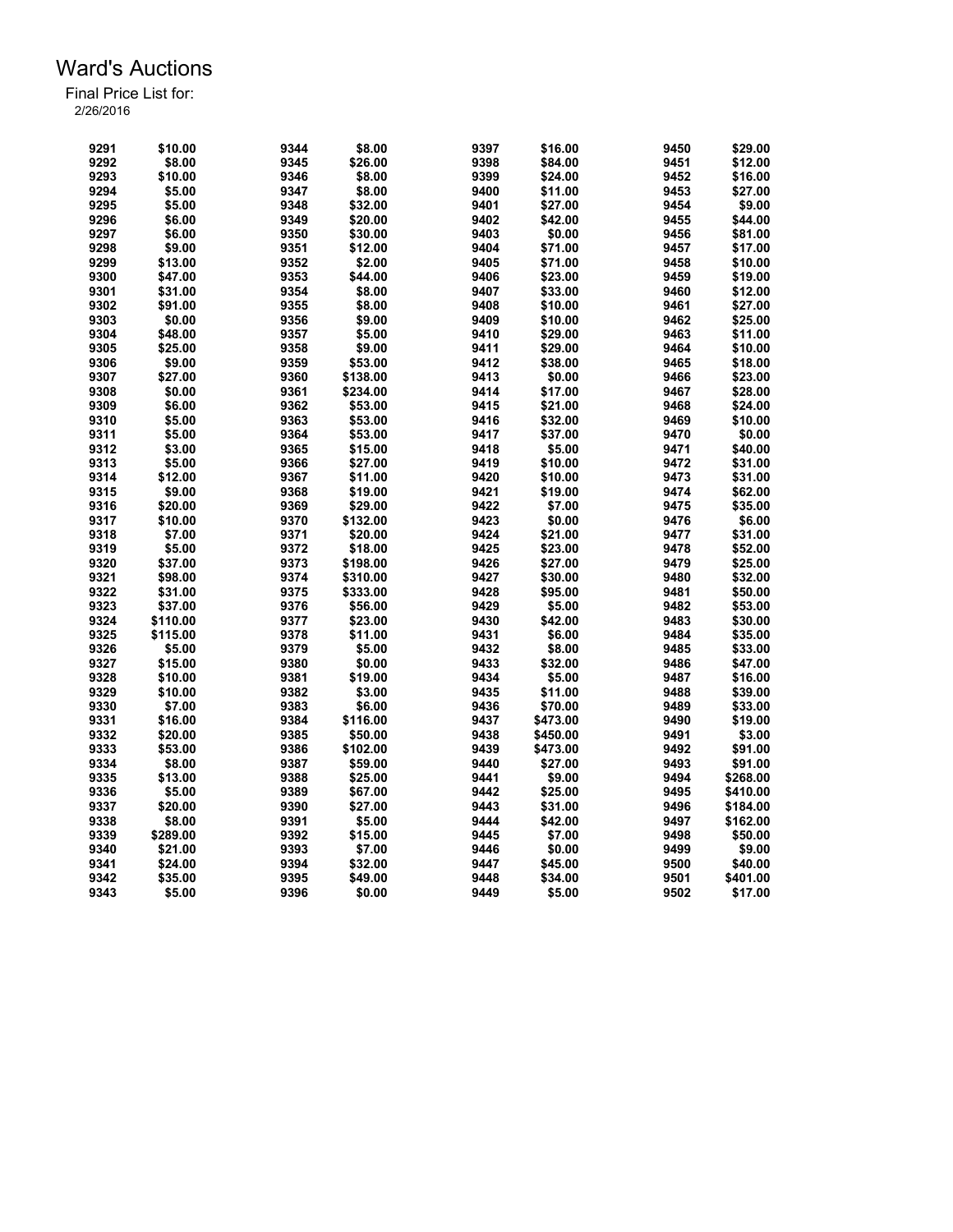# Ward's Auctions

Final Price List for:
2/26/2016

| Lot | Price | Lot | Price | Lot | Price | Lot | Price |
|---|---|---|---|---|---|---|---|
| 9291 | $10.00 | 9344 | $8.00 | 9397 | $16.00 | 9450 | $29.00 |
| 9292 | $8.00 | 9345 | $26.00 | 9398 | $84.00 | 9451 | $12.00 |
| 9293 | $10.00 | 9346 | $8.00 | 9399 | $24.00 | 9452 | $16.00 |
| 9294 | $5.00 | 9347 | $8.00 | 9400 | $11.00 | 9453 | $27.00 |
| 9295 | $5.00 | 9348 | $32.00 | 9401 | $27.00 | 9454 | $9.00 |
| 9296 | $6.00 | 9349 | $20.00 | 9402 | $42.00 | 9455 | $44.00 |
| 9297 | $6.00 | 9350 | $30.00 | 9403 | $0.00 | 9456 | $81.00 |
| 9298 | $9.00 | 9351 | $12.00 | 9404 | $71.00 | 9457 | $17.00 |
| 9299 | $13.00 | 9352 | $2.00 | 9405 | $71.00 | 9458 | $10.00 |
| 9300 | $47.00 | 9353 | $44.00 | 9406 | $23.00 | 9459 | $19.00 |
| 9301 | $31.00 | 9354 | $8.00 | 9407 | $33.00 | 9460 | $12.00 |
| 9302 | $91.00 | 9355 | $8.00 | 9408 | $10.00 | 9461 | $27.00 |
| 9303 | $0.00 | 9356 | $9.00 | 9409 | $10.00 | 9462 | $25.00 |
| 9304 | $48.00 | 9357 | $5.00 | 9410 | $29.00 | 9463 | $11.00 |
| 9305 | $25.00 | 9358 | $9.00 | 9411 | $29.00 | 9464 | $10.00 |
| 9306 | $9.00 | 9359 | $53.00 | 9412 | $38.00 | 9465 | $18.00 |
| 9307 | $27.00 | 9360 | $138.00 | 9413 | $0.00 | 9466 | $23.00 |
| 9308 | $0.00 | 9361 | $234.00 | 9414 | $17.00 | 9467 | $28.00 |
| 9309 | $6.00 | 9362 | $53.00 | 9415 | $21.00 | 9468 | $24.00 |
| 9310 | $5.00 | 9363 | $53.00 | 9416 | $32.00 | 9469 | $10.00 |
| 9311 | $5.00 | 9364 | $53.00 | 9417 | $37.00 | 9470 | $0.00 |
| 9312 | $3.00 | 9365 | $15.00 | 9418 | $5.00 | 9471 | $40.00 |
| 9313 | $5.00 | 9366 | $27.00 | 9419 | $10.00 | 9472 | $31.00 |
| 9314 | $12.00 | 9367 | $11.00 | 9420 | $10.00 | 9473 | $31.00 |
| 9315 | $9.00 | 9368 | $19.00 | 9421 | $19.00 | 9474 | $62.00 |
| 9316 | $20.00 | 9369 | $29.00 | 9422 | $7.00 | 9475 | $35.00 |
| 9317 | $10.00 | 9370 | $132.00 | 9423 | $0.00 | 9476 | $6.00 |
| 9318 | $7.00 | 9371 | $20.00 | 9424 | $21.00 | 9477 | $31.00 |
| 9319 | $5.00 | 9372 | $18.00 | 9425 | $23.00 | 9478 | $52.00 |
| 9320 | $37.00 | 9373 | $198.00 | 9426 | $27.00 | 9479 | $25.00 |
| 9321 | $98.00 | 9374 | $310.00 | 9427 | $30.00 | 9480 | $32.00 |
| 9322 | $31.00 | 9375 | $333.00 | 9428 | $95.00 | 9481 | $50.00 |
| 9323 | $37.00 | 9376 | $56.00 | 9429 | $5.00 | 9482 | $53.00 |
| 9324 | $110.00 | 9377 | $23.00 | 9430 | $42.00 | 9483 | $30.00 |
| 9325 | $115.00 | 9378 | $11.00 | 9431 | $6.00 | 9484 | $35.00 |
| 9326 | $5.00 | 9379 | $5.00 | 9432 | $8.00 | 9485 | $33.00 |
| 9327 | $15.00 | 9380 | $0.00 | 9433 | $32.00 | 9486 | $47.00 |
| 9328 | $10.00 | 9381 | $19.00 | 9434 | $5.00 | 9487 | $16.00 |
| 9329 | $10.00 | 9382 | $3.00 | 9435 | $11.00 | 9488 | $39.00 |
| 9330 | $7.00 | 9383 | $6.00 | 9436 | $70.00 | 9489 | $33.00 |
| 9331 | $16.00 | 9384 | $116.00 | 9437 | $473.00 | 9490 | $19.00 |
| 9332 | $20.00 | 9385 | $50.00 | 9438 | $450.00 | 9491 | $3.00 |
| 9333 | $53.00 | 9386 | $102.00 | 9439 | $473.00 | 9492 | $91.00 |
| 9334 | $8.00 | 9387 | $59.00 | 9440 | $27.00 | 9493 | $91.00 |
| 9335 | $13.00 | 9388 | $25.00 | 9441 | $9.00 | 9494 | $268.00 |
| 9336 | $5.00 | 9389 | $67.00 | 9442 | $25.00 | 9495 | $410.00 |
| 9337 | $20.00 | 9390 | $27.00 | 9443 | $31.00 | 9496 | $184.00 |
| 9338 | $8.00 | 9391 | $5.00 | 9444 | $42.00 | 9497 | $162.00 |
| 9339 | $289.00 | 9392 | $15.00 | 9445 | $7.00 | 9498 | $50.00 |
| 9340 | $21.00 | 9393 | $7.00 | 9446 | $0.00 | 9499 | $9.00 |
| 9341 | $24.00 | 9394 | $32.00 | 9447 | $45.00 | 9500 | $40.00 |
| 9342 | $35.00 | 9395 | $49.00 | 9448 | $34.00 | 9501 | $401.00 |
| 9343 | $5.00 | 9396 | $0.00 | 9449 | $5.00 | 9502 | $17.00 |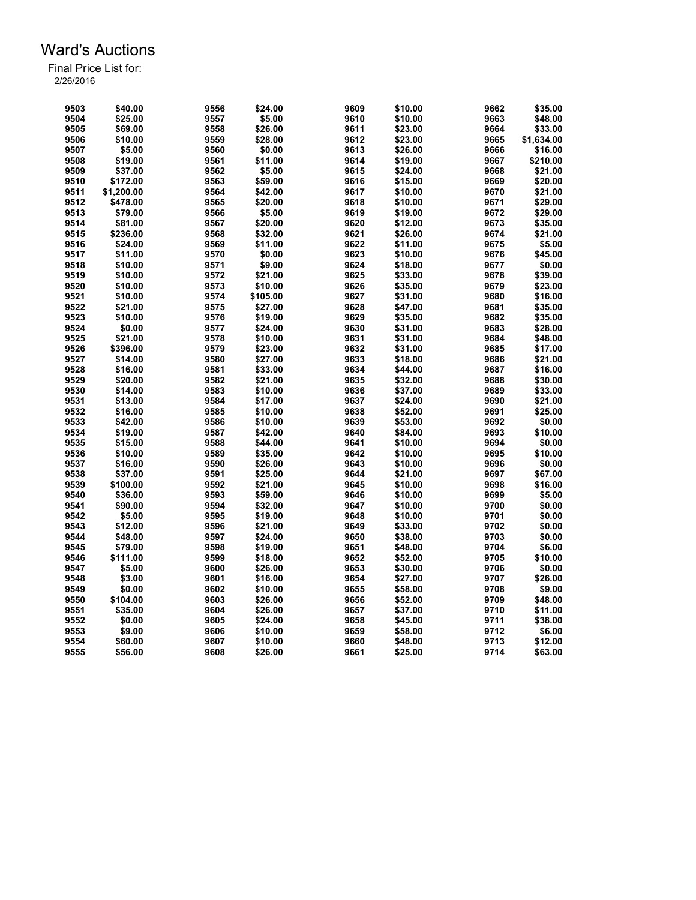# Ward's Auctions

Final Price List for:
2/26/2016

| Lot | Price | Lot | Price | Lot | Price | Lot | Price |
|---|---|---|---|---|---|---|---|
| 9503 | $40.00 | 9556 | $24.00 | 9609 | $10.00 | 9662 | $35.00 |
| 9504 | $25.00 | 9557 | $5.00 | 9610 | $10.00 | 9663 | $48.00 |
| 9505 | $69.00 | 9558 | $26.00 | 9611 | $23.00 | 9664 | $33.00 |
| 9506 | $10.00 | 9559 | $28.00 | 9612 | $23.00 | 9665 | $1,634.00 |
| 9507 | $5.00 | 9560 | $0.00 | 9613 | $26.00 | 9666 | $16.00 |
| 9508 | $19.00 | 9561 | $11.00 | 9614 | $19.00 | 9667 | $210.00 |
| 9509 | $37.00 | 9562 | $5.00 | 9615 | $24.00 | 9668 | $21.00 |
| 9510 | $172.00 | 9563 | $59.00 | 9616 | $15.00 | 9669 | $20.00 |
| 9511 | $1,200.00 | 9564 | $42.00 | 9617 | $10.00 | 9670 | $21.00 |
| 9512 | $478.00 | 9565 | $20.00 | 9618 | $10.00 | 9671 | $29.00 |
| 9513 | $79.00 | 9566 | $5.00 | 9619 | $19.00 | 9672 | $29.00 |
| 9514 | $81.00 | 9567 | $20.00 | 9620 | $12.00 | 9673 | $35.00 |
| 9515 | $236.00 | 9568 | $32.00 | 9621 | $26.00 | 9674 | $21.00 |
| 9516 | $24.00 | 9569 | $11.00 | 9622 | $11.00 | 9675 | $5.00 |
| 9517 | $11.00 | 9570 | $0.00 | 9623 | $10.00 | 9676 | $45.00 |
| 9518 | $10.00 | 9571 | $9.00 | 9624 | $18.00 | 9677 | $0.00 |
| 9519 | $10.00 | 9572 | $21.00 | 9625 | $33.00 | 9678 | $39.00 |
| 9520 | $10.00 | 9573 | $10.00 | 9626 | $35.00 | 9679 | $23.00 |
| 9521 | $10.00 | 9574 | $105.00 | 9627 | $31.00 | 9680 | $16.00 |
| 9522 | $21.00 | 9575 | $27.00 | 9628 | $47.00 | 9681 | $35.00 |
| 9523 | $10.00 | 9576 | $19.00 | 9629 | $35.00 | 9682 | $35.00 |
| 9524 | $0.00 | 9577 | $24.00 | 9630 | $31.00 | 9683 | $28.00 |
| 9525 | $21.00 | 9578 | $10.00 | 9631 | $31.00 | 9684 | $48.00 |
| 9526 | $396.00 | 9579 | $23.00 | 9632 | $31.00 | 9685 | $17.00 |
| 9527 | $14.00 | 9580 | $27.00 | 9633 | $18.00 | 9686 | $21.00 |
| 9528 | $16.00 | 9581 | $33.00 | 9634 | $44.00 | 9687 | $16.00 |
| 9529 | $20.00 | 9582 | $21.00 | 9635 | $32.00 | 9688 | $30.00 |
| 9530 | $14.00 | 9583 | $10.00 | 9636 | $37.00 | 9689 | $33.00 |
| 9531 | $13.00 | 9584 | $17.00 | 9637 | $24.00 | 9690 | $21.00 |
| 9532 | $16.00 | 9585 | $10.00 | 9638 | $52.00 | 9691 | $25.00 |
| 9533 | $42.00 | 9586 | $10.00 | 9639 | $53.00 | 9692 | $0.00 |
| 9534 | $19.00 | 9587 | $42.00 | 9640 | $84.00 | 9693 | $10.00 |
| 9535 | $15.00 | 9588 | $44.00 | 9641 | $10.00 | 9694 | $0.00 |
| 9536 | $10.00 | 9589 | $35.00 | 9642 | $10.00 | 9695 | $10.00 |
| 9537 | $16.00 | 9590 | $26.00 | 9643 | $10.00 | 9696 | $0.00 |
| 9538 | $37.00 | 9591 | $25.00 | 9644 | $21.00 | 9697 | $67.00 |
| 9539 | $100.00 | 9592 | $21.00 | 9645 | $10.00 | 9698 | $16.00 |
| 9540 | $36.00 | 9593 | $59.00 | 9646 | $10.00 | 9699 | $5.00 |
| 9541 | $90.00 | 9594 | $32.00 | 9647 | $10.00 | 9700 | $0.00 |
| 9542 | $5.00 | 9595 | $19.00 | 9648 | $10.00 | 9701 | $0.00 |
| 9543 | $12.00 | 9596 | $21.00 | 9649 | $33.00 | 9702 | $0.00 |
| 9544 | $48.00 | 9597 | $24.00 | 9650 | $38.00 | 9703 | $0.00 |
| 9545 | $79.00 | 9598 | $19.00 | 9651 | $48.00 | 9704 | $6.00 |
| 9546 | $111.00 | 9599 | $18.00 | 9652 | $52.00 | 9705 | $10.00 |
| 9547 | $5.00 | 9600 | $26.00 | 9653 | $30.00 | 9706 | $0.00 |
| 9548 | $3.00 | 9601 | $16.00 | 9654 | $27.00 | 9707 | $26.00 |
| 9549 | $0.00 | 9602 | $10.00 | 9655 | $58.00 | 9708 | $9.00 |
| 9550 | $104.00 | 9603 | $26.00 | 9656 | $52.00 | 9709 | $48.00 |
| 9551 | $35.00 | 9604 | $26.00 | 9657 | $37.00 | 9710 | $11.00 |
| 9552 | $0.00 | 9605 | $24.00 | 9658 | $45.00 | 9711 | $38.00 |
| 9553 | $9.00 | 9606 | $10.00 | 9659 | $58.00 | 9712 | $6.00 |
| 9554 | $60.00 | 9607 | $10.00 | 9660 | $48.00 | 9713 | $12.00 |
| 9555 | $56.00 | 9608 | $26.00 | 9661 | $25.00 | 9714 | $63.00 |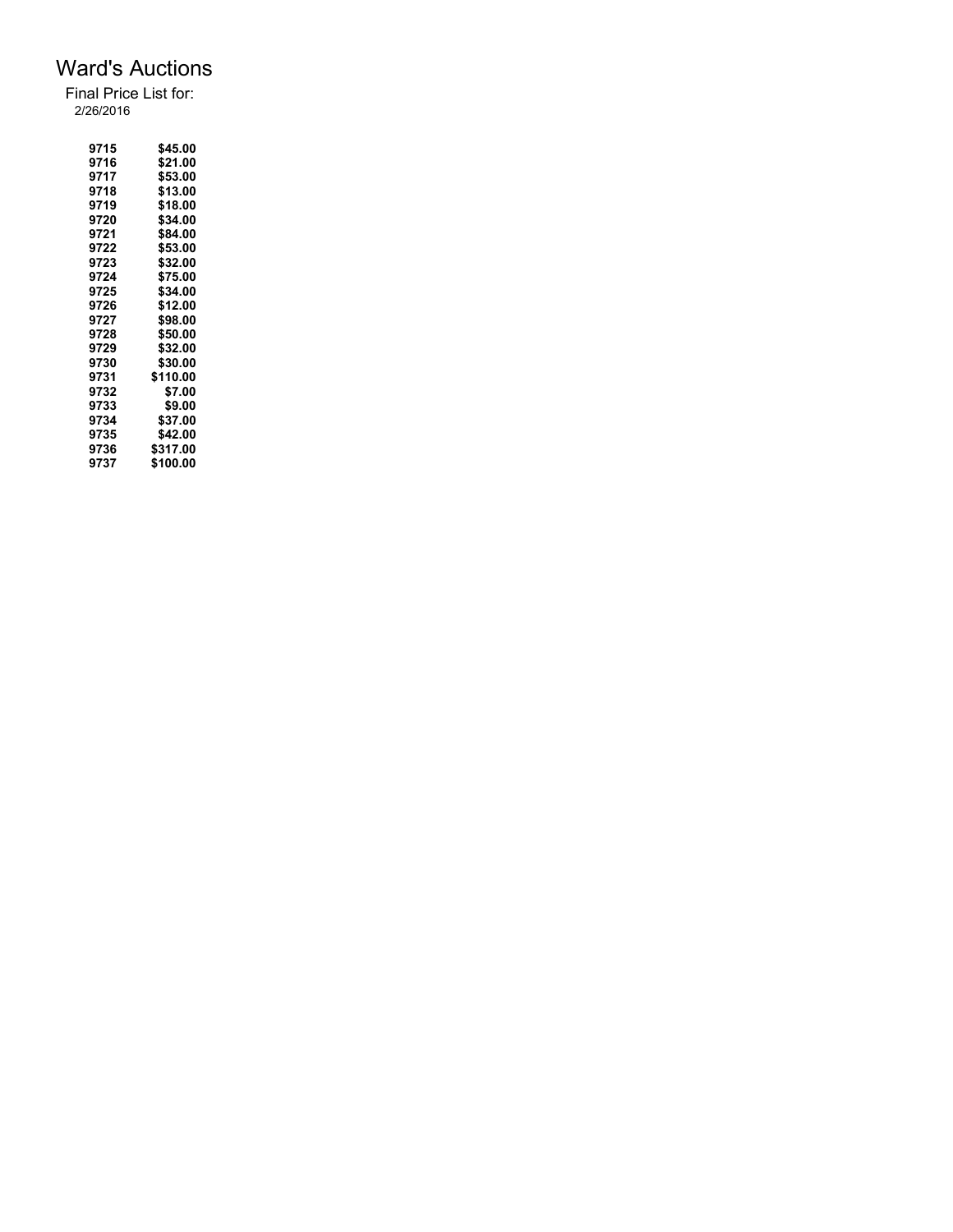# Ward's Auctions

Final Price List for:

2/26/2016

| | |
|---|---|
| 9715 | $45.00 |
| 9716 | $21.00 |
| 9717 | $53.00 |
| 9718 | $13.00 |
| 9719 | $18.00 |
| 9720 | $34.00 |
| 9721 | $84.00 |
| 9722 | $53.00 |
| 9723 | $32.00 |
| 9724 | $75.00 |
| 9725 | $34.00 |
| 9726 | $12.00 |
| 9727 | $98.00 |
| 9728 | $50.00 |
| 9729 | $32.00 |
| 9730 | $30.00 |
| 9731 | $110.00 |
| 9732 | $7.00 |
| 9733 | $9.00 |
| 9734 | $37.00 |
| 9735 | $42.00 |
| 9736 | $317.00 |
| 9737 | $100.00 |